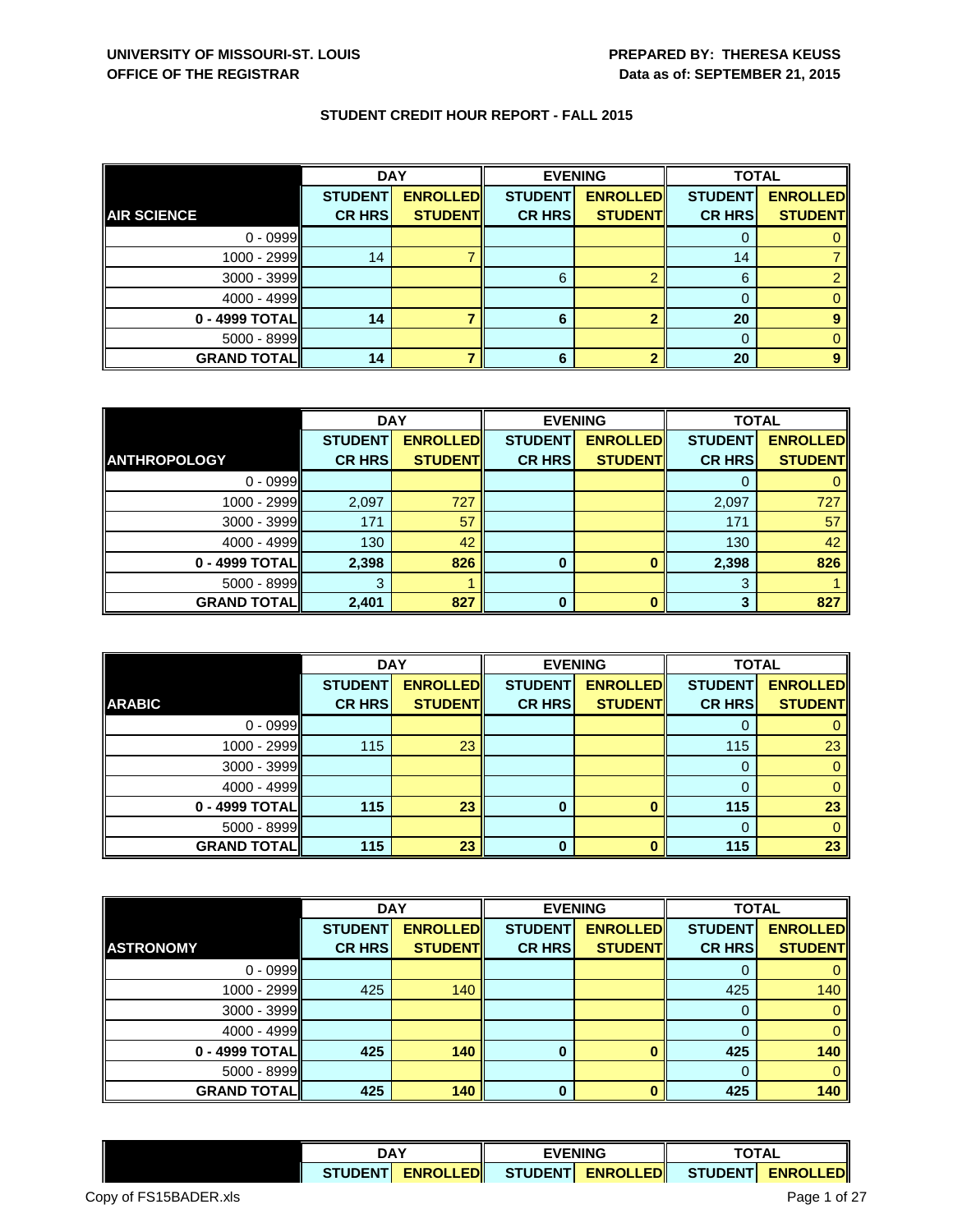**UNIVERSITY OF MISSOURI-ST. LOUIS**
**OFFICE OF THE REGISTRAR**

**PREPARED BY: THERESA KEUSS**
**Data as of: SEPTEMBER 21, 2015**

## STUDENT CREDIT HOUR REPORT - FALL 2015

| | DAY | | EVENING | | TOTAL | |
|---|---|---|---|---|---|---|
| **AIR SCIENCE** | **STUDENT CR HRS** | **ENROLLED STUDENT** | **STUDENT CR HRS** | **ENROLLED STUDENT** | **STUDENT CR HRS** | **ENROLLED STUDENT** |
| 0 - 0999 | | | | | 0 | 0 |
| 1000 - 2999 | 14 | 7 | | | 14 | 7 |
| 3000 - 3999 | | | 6 | 2 | 6 | 2 |
| 4000 - 4999 | | | | | 0 | 0 |
| **0 - 4999 TOTAL** | **14** | **7** | **6** | **2** | **20** | **9** |
| 5000 - 8999 | | | | | 0 | 0 |
| **GRAND TOTAL** | **14** | **7** | **6** | **2** | **20** | **9** |

| | DAY | | EVENING | | TOTAL | |
|---|---|---|---|---|---|---|
| **ANTHROPOLOGY** | **STUDENT CR HRS** | **ENROLLED STUDENT** | **STUDENT CR HRS** | **ENROLLED STUDENT** | **STUDENT CR HRS** | **ENROLLED STUDENT** |
| 0 - 0999 | | | | | 0 | 0 |
| 1000 - 2999 | 2,097 | 727 | | | 2,097 | 727 |
| 3000 - 3999 | 171 | 57 | | | 171 | 57 |
| 4000 - 4999 | 130 | 42 | | | 130 | 42 |
| **0 - 4999 TOTAL** | **2,398** | **826** | **0** | **0** | **2,398** | **826** |
| 5000 - 8999 | 3 | 1 | | | 3 | 1 |
| **GRAND TOTAL** | **2,401** | **827** | **0** | **0** | **3** | **827** |

| | DAY | | EVENING | | TOTAL | |
|---|---|---|---|---|---|---|
| **ARABIC** | **STUDENT CR HRS** | **ENROLLED STUDENT** | **STUDENT CR HRS** | **ENROLLED STUDENT** | **STUDENT CR HRS** | **ENROLLED STUDENT** |
| 0 - 0999 | | | | | 0 | 0 |
| 1000 - 2999 | 115 | 23 | | | 115 | 23 |
| 3000 - 3999 | | | | | 0 | 0 |
| 4000 - 4999 | | | | | 0 | 0 |
| **0 - 4999 TOTAL** | **115** | **23** | **0** | **0** | **115** | **23** |
| 5000 - 8999 | | | | | 0 | 0 |
| **GRAND TOTAL** | **115** | **23** | **0** | **0** | **115** | **23** |

| | DAY | | EVENING | | TOTAL | |
|---|---|---|---|---|---|---|
| **ASTRONOMY** | **STUDENT CR HRS** | **ENROLLED STUDENT** | **STUDENT CR HRS** | **ENROLLED STUDENT** | **STUDENT CR HRS** | **ENROLLED STUDENT** |
| 0 - 0999 | | | | | 0 | 0 |
| 1000 - 2999 | 425 | 140 | | | 425 | 140 |
| 3000 - 3999 | | | | | 0 | 0 |
| 4000 - 4999 | | | | | 0 | 0 |
| **0 - 4999 TOTAL** | **425** | **140** | **0** | **0** | **425** | **140** |
| 5000 - 8999 | | | | | 0 | 0 |
| **GRAND TOTAL** | **425** | **140** | **0** | **0** | **425** | **140** |

| | DAY | | EVENING | | TOTAL | |
|---|---|---|---|---|---|---|
| | **STUDENT** | **ENROLLED** | **STUDENT** | **ENROLLED** | **STUDENT** | **ENROLLED** |

Copy of FS15BADER.xls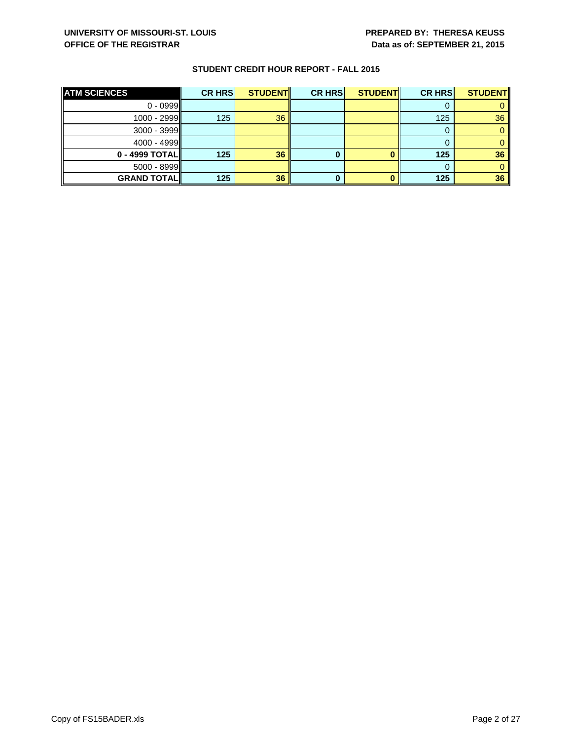**UNIVERSITY OF MISSOURI-ST. LOUIS**
**OFFICE OF THE REGISTRAR**

**PREPARED BY: THERESA KEUSS**
**Data as of: SEPTEMBER 21, 2015**

## STUDENT CREDIT HOUR REPORT - FALL 2015

| ATM SCIENCES | CR HRS | STUDENT | CR HRS | STUDENT | CR HRS | STUDENT |
|---|---|---|---|---|---|---|
| 0 - 0999 | | | | | 0 | 0 |
| 1000 - 2999 | 125 | 36 | | | 125 | 36 |
| 3000 - 3999 | | | | | 0 | 0 |
| 4000 - 4999 | | | | | 0 | 0 |
| **0 - 4999 TOTAL** | **125** | **36** | **0** | **0** | **125** | **36** |
| 5000 - 8999 | | | | | 0 | 0 |
| **GRAND TOTAL** | **125** | **36** | **0** | **0** | **125** | **36** |

Copy of FS15BADER.xls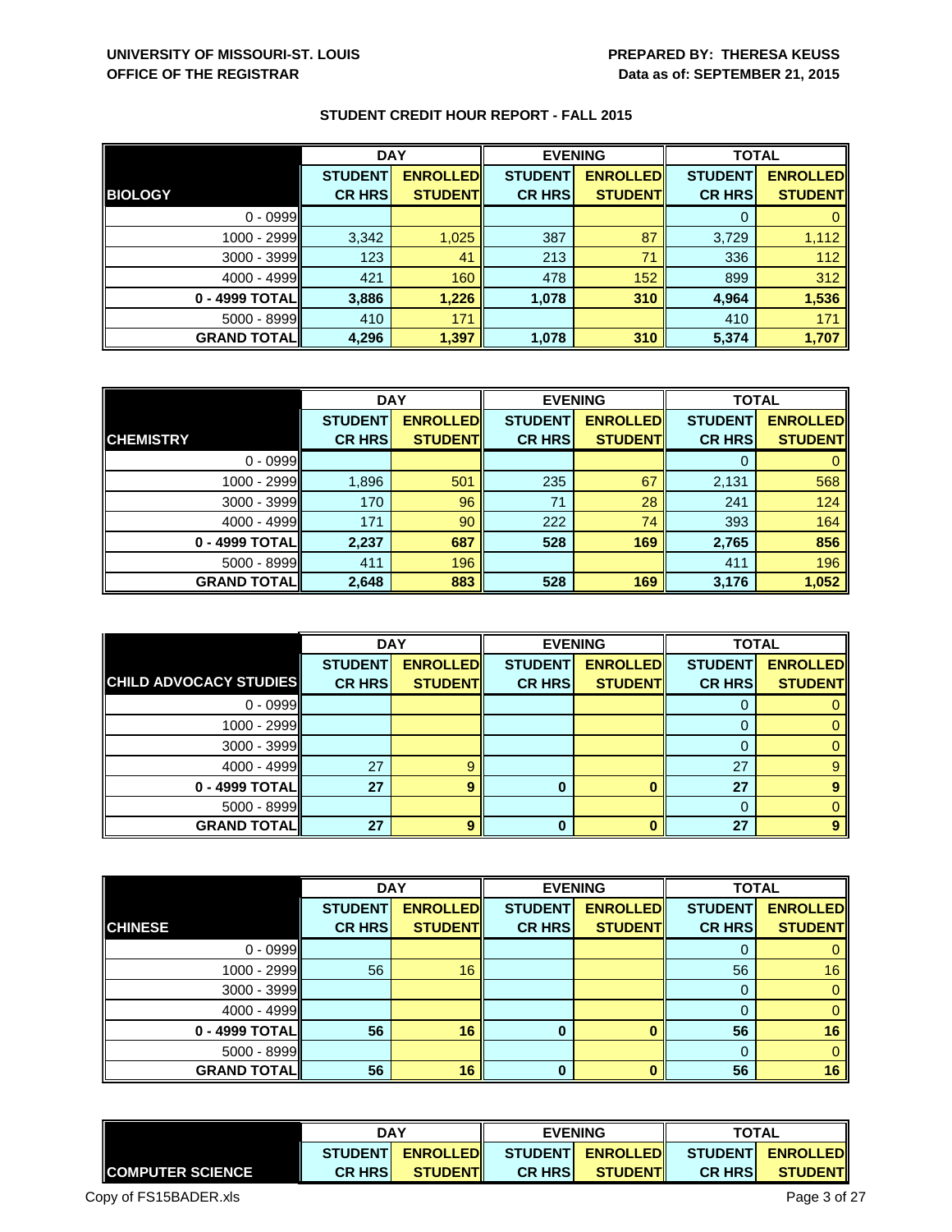UNIVERSITY OF MISSOURI-ST. LOUIS
OFFICE OF THE REGISTRAR

PREPARED BY: THERESA KEUSS
Data as of: SEPTEMBER 21, 2015

## STUDENT CREDIT HOUR REPORT - FALL 2015

| | DAY | | EVENING | | TOTAL | |
|---|---|---|---|---|---|---|
| **BIOLOGY** | **STUDENT CR HRS** | **ENROLLED STUDENT** | **STUDENT CR HRS** | **ENROLLED STUDENT** | **STUDENT CR HRS** | **ENROLLED STUDENT** |
| 0 - 0999 | | | | | 0 | 0 |
| 1000 - 2999 | 3,342 | 1,025 | 387 | 87 | 3,729 | 1,112 |
| 3000 - 3999 | 123 | 41 | 213 | 71 | 336 | 112 |
| 4000 - 4999 | 421 | 160 | 478 | 152 | 899 | 312 |
| **0 - 4999 TOTAL** | **3,886** | **1,226** | **1,078** | **310** | **4,964** | **1,536** |
| 5000 - 8999 | 410 | 171 | | | 410 | 171 |
| **GRAND TOTAL** | **4,296** | **1,397** | **1,078** | **310** | **5,374** | **1,707** |

| | DAY | | EVENING | | TOTAL | |
|---|---|---|---|---|---|---|
| **CHEMISTRY** | **STUDENT CR HRS** | **ENROLLED STUDENT** | **STUDENT CR HRS** | **ENROLLED STUDENT** | **STUDENT CR HRS** | **ENROLLED STUDENT** |
| 0 - 0999 | | | | | 0 | 0 |
| 1000 - 2999 | 1,896 | 501 | 235 | 67 | 2,131 | 568 |
| 3000 - 3999 | 170 | 96 | 71 | 28 | 241 | 124 |
| 4000 - 4999 | 171 | 90 | 222 | 74 | 393 | 164 |
| **0 - 4999 TOTAL** | **2,237** | **687** | **528** | **169** | **2,765** | **856** |
| 5000 - 8999 | 411 | 196 | | | 411 | 196 |
| **GRAND TOTAL** | **2,648** | **883** | **528** | **169** | **3,176** | **1,052** |

| | DAY | | EVENING | | TOTAL | |
|---|---|---|---|---|---|---|
| **CHILD ADVOCACY STUDIES** | **STUDENT CR HRS** | **ENROLLED STUDENT** | **STUDENT CR HRS** | **ENROLLED STUDENT** | **STUDENT CR HRS** | **ENROLLED STUDENT** |
| 0 - 0999 | | | | | 0 | 0 |
| 1000 - 2999 | | | | | 0 | 0 |
| 3000 - 3999 | | | | | 0 | 0 |
| 4000 - 4999 | 27 | 9 | | | 27 | 9 |
| **0 - 4999 TOTAL** | **27** | **9** | **0** | **0** | **27** | **9** |
| 5000 - 8999 | | | | | 0 | 0 |
| **GRAND TOTAL** | **27** | **9** | **0** | **0** | **27** | **9** |

| | DAY | | EVENING | | TOTAL | |
|---|---|---|---|---|---|---|
| **CHINESE** | **STUDENT CR HRS** | **ENROLLED STUDENT** | **STUDENT CR HRS** | **ENROLLED STUDENT** | **STUDENT CR HRS** | **ENROLLED STUDENT** |
| 0 - 0999 | | | | | 0 | 0 |
| 1000 - 2999 | 56 | 16 | | | 56 | 16 |
| 3000 - 3999 | | | | | 0 | 0 |
| 4000 - 4999 | | | | | 0 | 0 |
| **0 - 4999 TOTAL** | **56** | **16** | **0** | **0** | **56** | **16** |
| 5000 - 8999 | | | | | 0 | 0 |
| **GRAND TOTAL** | **56** | **16** | **0** | **0** | **56** | **16** |

| | DAY | | EVENING | | TOTAL | |
|---|---|---|---|---|---|---|
| **COMPUTER SCIENCE** | **STUDENT CR HRS** | **ENROLLED STUDENT** | **STUDENT CR HRS** | **ENROLLED STUDENT** | **STUDENT CR HRS** | **ENROLLED STUDENT** |

Copy of FS15BADER.xls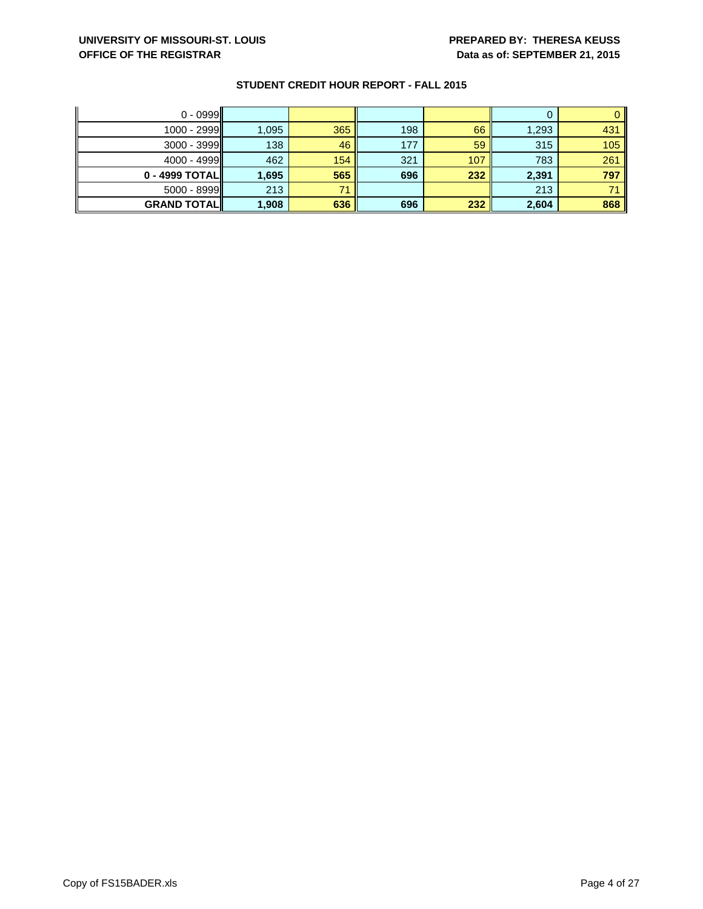UNIVERSITY OF MISSOURI-ST. LOUIS
OFFICE OF THE REGISTRAR

PREPARED BY: THERESA KEUSS
Data as of: SEPTEMBER 21, 2015

### STUDENT CREDIT HOUR REPORT - FALL 2015

| | | | | | | |
|---|---|---|---|---|---|---|
| 0 - 0999 | | | | | 0 | 0 |
| 1000 - 2999 | 1,095 | 365 | 198 | 66 | 1,293 | 431 |
| 3000 - 3999 | 138 | 46 | 177 | 59 | 315 | 105 |
| 4000 - 4999 | 462 | 154 | 321 | 107 | 783 | 261 |
| **0 - 4999 TOTAL** | **1,695** | **565** | **696** | **232** | **2,391** | **797** |
| 5000 - 8999 | 213 | 71 | | | 213 | 71 |
| **GRAND TOTAL** | **1,908** | **636** | **696** | **232** | **2,604** | **868** |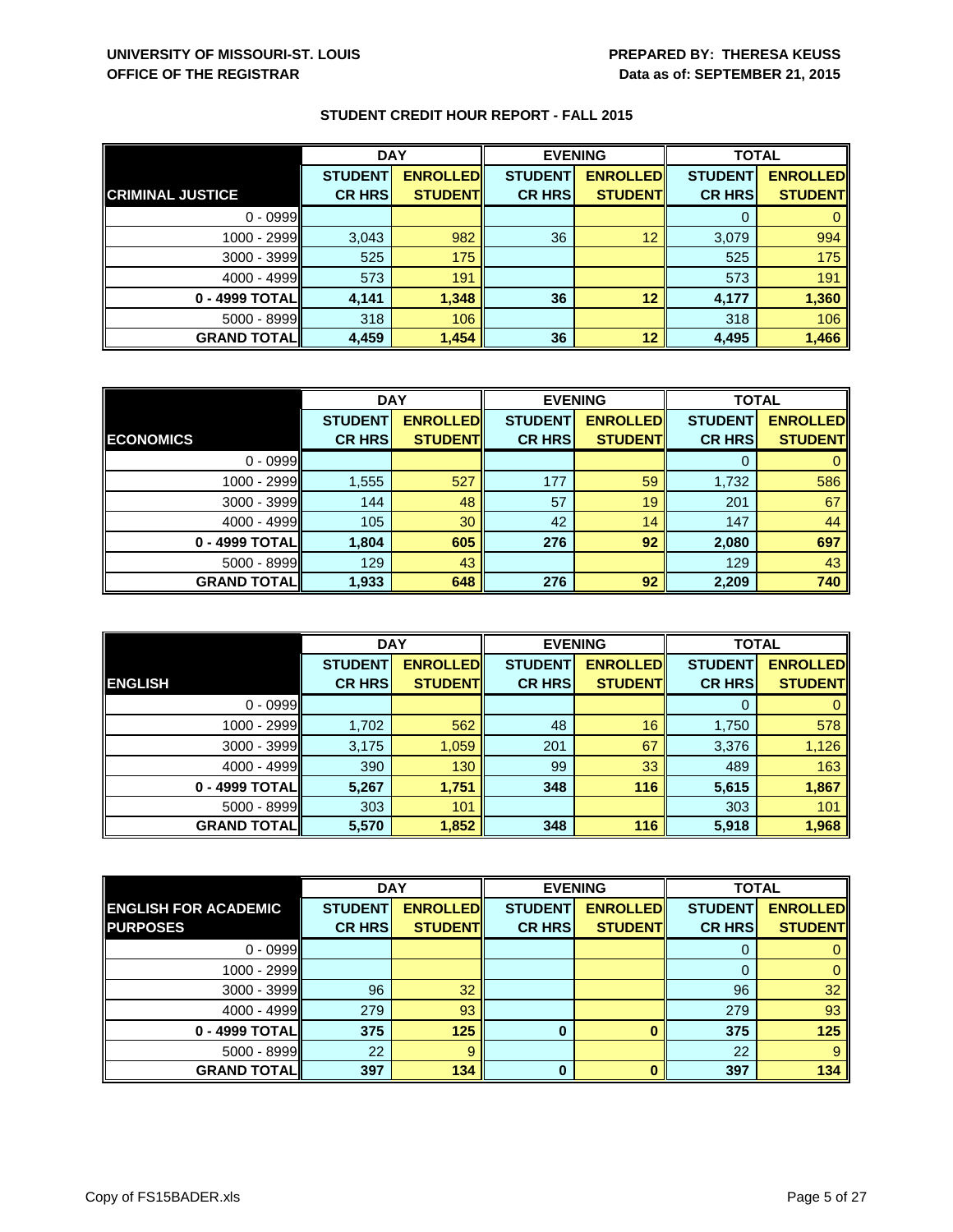UNIVERSITY OF MISSOURI-ST. LOUIS
OFFICE OF THE REGISTRAR

PREPARED BY: THERESA KEUSS
Data as of: SEPTEMBER 21, 2015

## STUDENT CREDIT HOUR REPORT - FALL 2015

| CRIMINAL JUSTICE | DAY | | EVENING | | TOTAL | |
|---|---|---|---|---|---|---|
| | STUDENT CR HRS | ENROLLED STUDENT | STUDENT CR HRS | ENROLLED STUDENT | STUDENT CR HRS | ENROLLED STUDENT |
| 0 - 0999 | | | | | 0 | 0 |
| 1000 - 2999 | 3,043 | 982 | 36 | 12 | 3,079 | 994 |
| 3000 - 3999 | 525 | 175 | | | 525 | 175 |
| 4000 - 4999 | 573 | 191 | | | 573 | 191 |
| **0 - 4999 TOTAL** | **4,141** | **1,348** | **36** | **12** | **4,177** | **1,360** |
| 5000 - 8999 | 318 | 106 | | | 318 | 106 |
| **GRAND TOTAL** | **4,459** | **1,454** | **36** | **12** | **4,495** | **1,466** |

| ECONOMICS | DAY | | EVENING | | TOTAL | |
|---|---|---|---|---|---|---|
| | STUDENT CR HRS | ENROLLED STUDENT | STUDENT CR HRS | ENROLLED STUDENT | STUDENT CR HRS | ENROLLED STUDENT |
| 0 - 0999 | | | | | 0 | 0 |
| 1000 - 2999 | 1,555 | 527 | 177 | 59 | 1,732 | 586 |
| 3000 - 3999 | 144 | 48 | 57 | 19 | 201 | 67 |
| 4000 - 4999 | 105 | 30 | 42 | 14 | 147 | 44 |
| **0 - 4999 TOTAL** | **1,804** | **605** | **276** | **92** | **2,080** | **697** |
| 5000 - 8999 | 129 | 43 | | | 129 | 43 |
| **GRAND TOTAL** | **1,933** | **648** | **276** | **92** | **2,209** | **740** |

| ENGLISH | DAY | | EVENING | | TOTAL | |
|---|---|---|---|---|---|---|
| | STUDENT CR HRS | ENROLLED STUDENT | STUDENT CR HRS | ENROLLED STUDENT | STUDENT CR HRS | ENROLLED STUDENT |
| 0 - 0999 | | | | | 0 | 0 |
| 1000 - 2999 | 1,702 | 562 | 48 | 16 | 1,750 | 578 |
| 3000 - 3999 | 3,175 | 1,059 | 201 | 67 | 3,376 | 1,126 |
| 4000 - 4999 | 390 | 130 | 99 | 33 | 489 | 163 |
| **0 - 4999 TOTAL** | **5,267** | **1,751** | **348** | **116** | **5,615** | **1,867** |
| 5000 - 8999 | 303 | 101 | | | 303 | 101 |
| **GRAND TOTAL** | **5,570** | **1,852** | **348** | **116** | **5,918** | **1,968** |

| ENGLISH FOR ACADEMIC PURPOSES | DAY | | EVENING | | TOTAL | |
|---|---|---|---|---|---|---|
| | STUDENT CR HRS | ENROLLED STUDENT | STUDENT CR HRS | ENROLLED STUDENT | STUDENT CR HRS | ENROLLED STUDENT |
| 0 - 0999 | | | | | 0 | 0 |
| 1000 - 2999 | | | | | 0 | 0 |
| 3000 - 3999 | 96 | 32 | | | 96 | 32 |
| 4000 - 4999 | 279 | 93 | | | 279 | 93 |
| **0 - 4999 TOTAL** | **375** | **125** | **0** | **0** | **375** | **125** |
| 5000 - 8999 | 22 | 9 | | | 22 | 9 |
| **GRAND TOTAL** | **397** | **134** | **0** | **0** | **397** | **134** |

Copy of FS15BADER.xls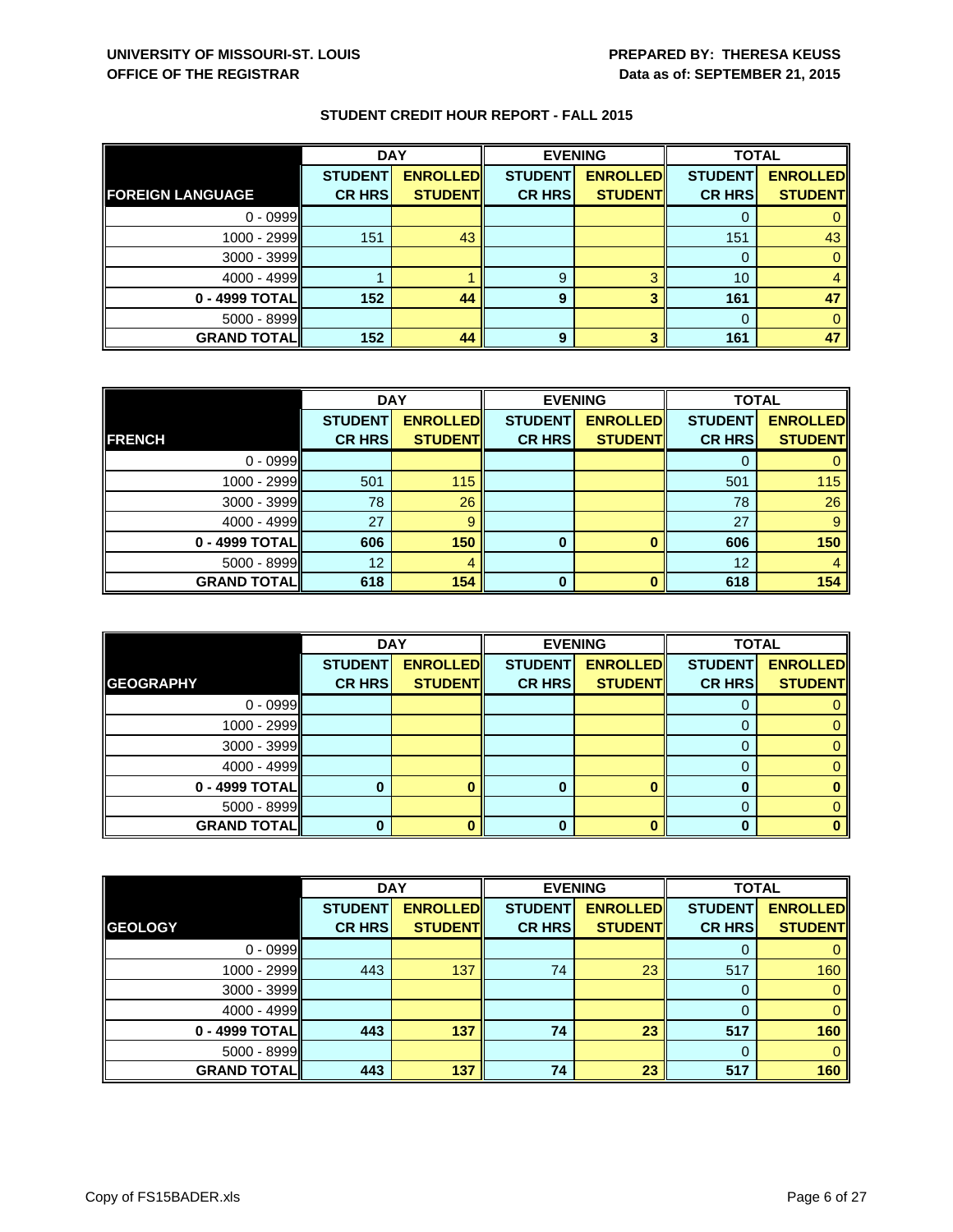UNIVERSITY OF MISSOURI-ST. LOUIS
OFFICE OF THE REGISTRAR

PREPARED BY: THERESA KEUSS
Data as of: SEPTEMBER 21, 2015

## STUDENT CREDIT HOUR REPORT - FALL 2015

| | DAY | | EVENING | | TOTAL | |
|---|---|---|---|---|---|---|
| **FOREIGN LANGUAGE** | **STUDENT CR HRS** | **ENROLLED STUDENT** | **STUDENT CR HRS** | **ENROLLED STUDENT** | **STUDENT CR HRS** | **ENROLLED STUDENT** |
| 0 - 0999 | | | | | 0 | 0 |
| 1000 - 2999 | 151 | 43 | | | 151 | 43 |
| 3000 - 3999 | | | | | 0 | 0 |
| 4000 - 4999 | 1 | 1 | 9 | 3 | 10 | 4 |
| **0 - 4999 TOTAL** | **152** | **44** | **9** | **3** | **161** | **47** |
| 5000 - 8999 | | | | | 0 | 0 |
| **GRAND TOTAL** | **152** | **44** | **9** | **3** | **161** | **47** |

| | DAY | | EVENING | | TOTAL | |
|---|---|---|---|---|---|---|
| **FRENCH** | **STUDENT CR HRS** | **ENROLLED STUDENT** | **STUDENT CR HRS** | **ENROLLED STUDENT** | **STUDENT CR HRS** | **ENROLLED STUDENT** |
| 0 - 0999 | | | | | 0 | 0 |
| 1000 - 2999 | 501 | 115 | | | 501 | 115 |
| 3000 - 3999 | 78 | 26 | | | 78 | 26 |
| 4000 - 4999 | 27 | 9 | | | 27 | 9 |
| **0 - 4999 TOTAL** | **606** | **150** | **0** | **0** | **606** | **150** |
| 5000 - 8999 | 12 | 4 | | | 12 | 4 |
| **GRAND TOTAL** | **618** | **154** | **0** | **0** | **618** | **154** |

| | DAY | | EVENING | | TOTAL | |
|---|---|---|---|---|---|---|
| **GEOGRAPHY** | **STUDENT CR HRS** | **ENROLLED STUDENT** | **STUDENT CR HRS** | **ENROLLED STUDENT** | **STUDENT CR HRS** | **ENROLLED STUDENT** |
| 0 - 0999 | | | | | 0 | 0 |
| 1000 - 2999 | | | | | 0 | 0 |
| 3000 - 3999 | | | | | 0 | 0 |
| 4000 - 4999 | | | | | 0 | 0 |
| **0 - 4999 TOTAL** | **0** | **0** | **0** | **0** | **0** | **0** |
| 5000 - 8999 | | | | | 0 | 0 |
| **GRAND TOTAL** | **0** | **0** | **0** | **0** | **0** | **0** |

| | DAY | | EVENING | | TOTAL | |
|---|---|---|---|---|---|---|
| **GEOLOGY** | **STUDENT CR HRS** | **ENROLLED STUDENT** | **STUDENT CR HRS** | **ENROLLED STUDENT** | **STUDENT CR HRS** | **ENROLLED STUDENT** |
| 0 - 0999 | | | | | 0 | 0 |
| 1000 - 2999 | 443 | 137 | 74 | 23 | 517 | 160 |
| 3000 - 3999 | | | | | 0 | 0 |
| 4000 - 4999 | | | | | 0 | 0 |
| **0 - 4999 TOTAL** | **443** | **137** | **74** | **23** | **517** | **160** |
| 5000 - 8999 | | | | | 0 | 0 |
| **GRAND TOTAL** | **443** | **137** | **74** | **23** | **517** | **160** |

Copy of FS15BADER.xls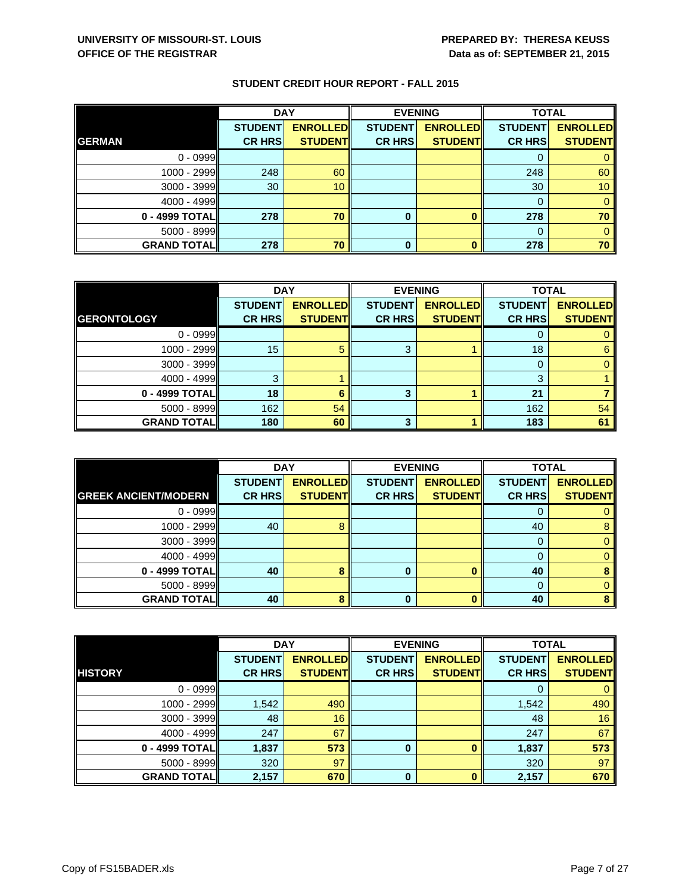**UNIVERSITY OF MISSOURI-ST. LOUIS**
**OFFICE OF THE REGISTRAR**

**PREPARED BY: THERESA KEUSS**
**Data as of: SEPTEMBER 21, 2015**

## STUDENT CREDIT HOUR REPORT - FALL 2015

| | DAY | | EVENING | | TOTAL | |
|---|---|---|---|---|---|---|
| **GERMAN** | **STUDENT CR HRS** | **ENROLLED STUDENT** | **STUDENT CR HRS** | **ENROLLED STUDENT** | **STUDENT CR HRS** | **ENROLLED STUDENT** |
| 0 - 0999 | | | | | 0 | 0 |
| 1000 - 2999 | 248 | 60 | | | 248 | 60 |
| 3000 - 3999 | 30 | 10 | | | 30 | 10 |
| 4000 - 4999 | | | | | 0 | 0 |
| **0 - 4999 TOTAL** | **278** | **70** | **0** | **0** | **278** | **70** |
| 5000 - 8999 | | | | | 0 | 0 |
| **GRAND TOTAL** | **278** | **70** | **0** | **0** | **278** | **70** |

| | DAY | | EVENING | | TOTAL | |
|---|---|---|---|---|---|---|
| **GERONTOLOGY** | **STUDENT CR HRS** | **ENROLLED STUDENT** | **STUDENT CR HRS** | **ENROLLED STUDENT** | **STUDENT CR HRS** | **ENROLLED STUDENT** |
| 0 - 0999 | | | | | 0 | 0 |
| 1000 - 2999 | 15 | 5 | 3 | 1 | 18 | 6 |
| 3000 - 3999 | | | | | 0 | 0 |
| 4000 - 4999 | 3 | 1 | | | 3 | 1 |
| **0 - 4999 TOTAL** | **18** | **6** | **3** | **1** | **21** | **7** |
| 5000 - 8999 | 162 | 54 | | | 162 | 54 |
| **GRAND TOTAL** | **180** | **60** | **3** | **1** | **183** | **61** |

| | DAY | | EVENING | | TOTAL | |
|---|---|---|---|---|---|---|
| **GREEK ANCIENT/MODERN** | **STUDENT CR HRS** | **ENROLLED STUDENT** | **STUDENT CR HRS** | **ENROLLED STUDENT** | **STUDENT CR HRS** | **ENROLLED STUDENT** |
| 0 - 0999 | | | | | 0 | 0 |
| 1000 - 2999 | 40 | 8 | | | 40 | 8 |
| 3000 - 3999 | | | | | 0 | 0 |
| 4000 - 4999 | | | | | 0 | 0 |
| **0 - 4999 TOTAL** | **40** | **8** | **0** | **0** | **40** | **8** |
| 5000 - 8999 | | | | | 0 | 0 |
| **GRAND TOTAL** | **40** | **8** | **0** | **0** | **40** | **8** |

| | DAY | | EVENING | | TOTAL | |
|---|---|---|---|---|---|---|
| **HISTORY** | **STUDENT CR HRS** | **ENROLLED STUDENT** | **STUDENT CR HRS** | **ENROLLED STUDENT** | **STUDENT CR HRS** | **ENROLLED STUDENT** |
| 0 - 0999 | | | | | 0 | 0 |
| 1000 - 2999 | 1,542 | 490 | | | 1,542 | 490 |
| 3000 - 3999 | 48 | 16 | | | 48 | 16 |
| 4000 - 4999 | 247 | 67 | | | 247 | 67 |
| **0 - 4999 TOTAL** | **1,837** | **573** | **0** | **0** | **1,837** | **573** |
| 5000 - 8999 | 320 | 97 | | | 320 | 97 |
| **GRAND TOTAL** | **2,157** | **670** | **0** | **0** | **2,157** | **670** |

Copy of FS15BADER.xls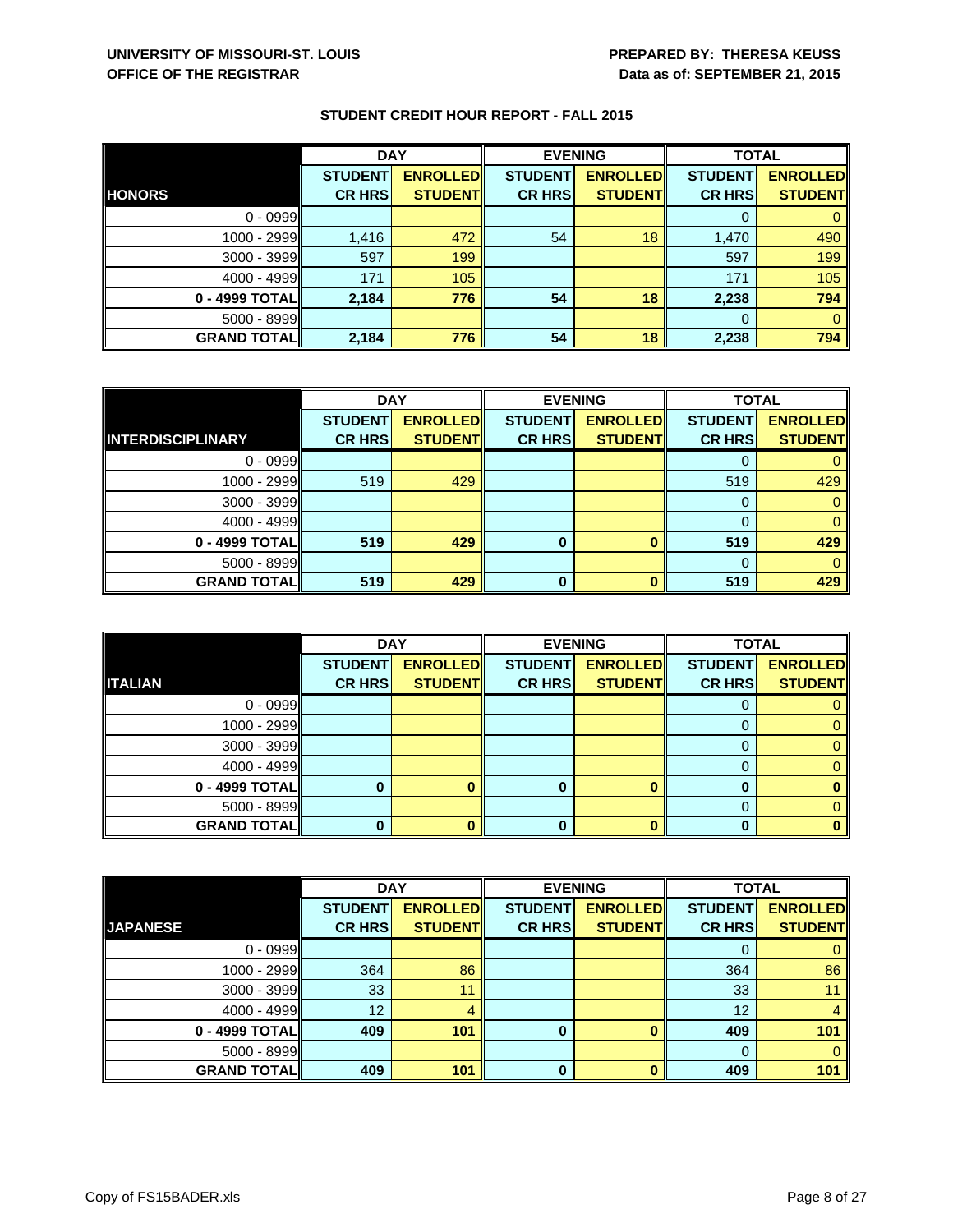UNIVERSITY OF MISSOURI-ST. LOUIS
OFFICE OF THE REGISTRAR

PREPARED BY: THERESA KEUSS
Data as of: SEPTEMBER 21, 2015

## STUDENT CREDIT HOUR REPORT - FALL 2015

| | DAY | | EVENING | | TOTAL | |
|---|---|---|---|---|---|---|
| **HONORS** | **STUDENT CR HRS** | **ENROLLED STUDENT** | **STUDENT CR HRS** | **ENROLLED STUDENT** | **STUDENT CR HRS** | **ENROLLED STUDENT** |
| 0 - 0999 | | | | | 0 | 0 |
| 1000 - 2999 | 1,416 | 472 | 54 | 18 | 1,470 | 490 |
| 3000 - 3999 | 597 | 199 | | | 597 | 199 |
| 4000 - 4999 | 171 | 105 | | | 171 | 105 |
| **0 - 4999 TOTAL** | **2,184** | **776** | **54** | **18** | **2,238** | **794** |
| 5000 - 8999 | | | | | 0 | 0 |
| **GRAND TOTAL** | **2,184** | **776** | **54** | **18** | **2,238** | **794** |

| | DAY | | EVENING | | TOTAL | |
|---|---|---|---|---|---|---|
| **INTERDISCIPLINARY** | **STUDENT CR HRS** | **ENROLLED STUDENT** | **STUDENT CR HRS** | **ENROLLED STUDENT** | **STUDENT CR HRS** | **ENROLLED STUDENT** |
| 0 - 0999 | | | | | 0 | 0 |
| 1000 - 2999 | 519 | 429 | | | 519 | 429 |
| 3000 - 3999 | | | | | 0 | 0 |
| 4000 - 4999 | | | | | 0 | 0 |
| **0 - 4999 TOTAL** | **519** | **429** | **0** | **0** | **519** | **429** |
| 5000 - 8999 | | | | | 0 | 0 |
| **GRAND TOTAL** | **519** | **429** | **0** | **0** | **519** | **429** |

| | DAY | | EVENING | | TOTAL | |
|---|---|---|---|---|---|---|
| **ITALIAN** | **STUDENT CR HRS** | **ENROLLED STUDENT** | **STUDENT CR HRS** | **ENROLLED STUDENT** | **STUDENT CR HRS** | **ENROLLED STUDENT** |
| 0 - 0999 | | | | | 0 | 0 |
| 1000 - 2999 | | | | | 0 | 0 |
| 3000 - 3999 | | | | | 0 | 0 |
| 4000 - 4999 | | | | | 0 | 0 |
| **0 - 4999 TOTAL** | **0** | **0** | **0** | **0** | **0** | **0** |
| 5000 - 8999 | | | | | 0 | 0 |
| **GRAND TOTAL** | **0** | **0** | **0** | **0** | **0** | **0** |

| | DAY | | EVENING | | TOTAL | |
|---|---|---|---|---|---|---|
| **JAPANESE** | **STUDENT CR HRS** | **ENROLLED STUDENT** | **STUDENT CR HRS** | **ENROLLED STUDENT** | **STUDENT CR HRS** | **ENROLLED STUDENT** |
| 0 - 0999 | | | | | 0 | 0 |
| 1000 - 2999 | 364 | 86 | | | 364 | 86 |
| 3000 - 3999 | 33 | 11 | | | 33 | 11 |
| 4000 - 4999 | 12 | 4 | | | 12 | 4 |
| **0 - 4999 TOTAL** | **409** | **101** | **0** | **0** | **409** | **101** |
| 5000 - 8999 | | | | | 0 | 0 |
| **GRAND TOTAL** | **409** | **101** | **0** | **0** | **409** | **101** |

Copy of FS15BADER.xls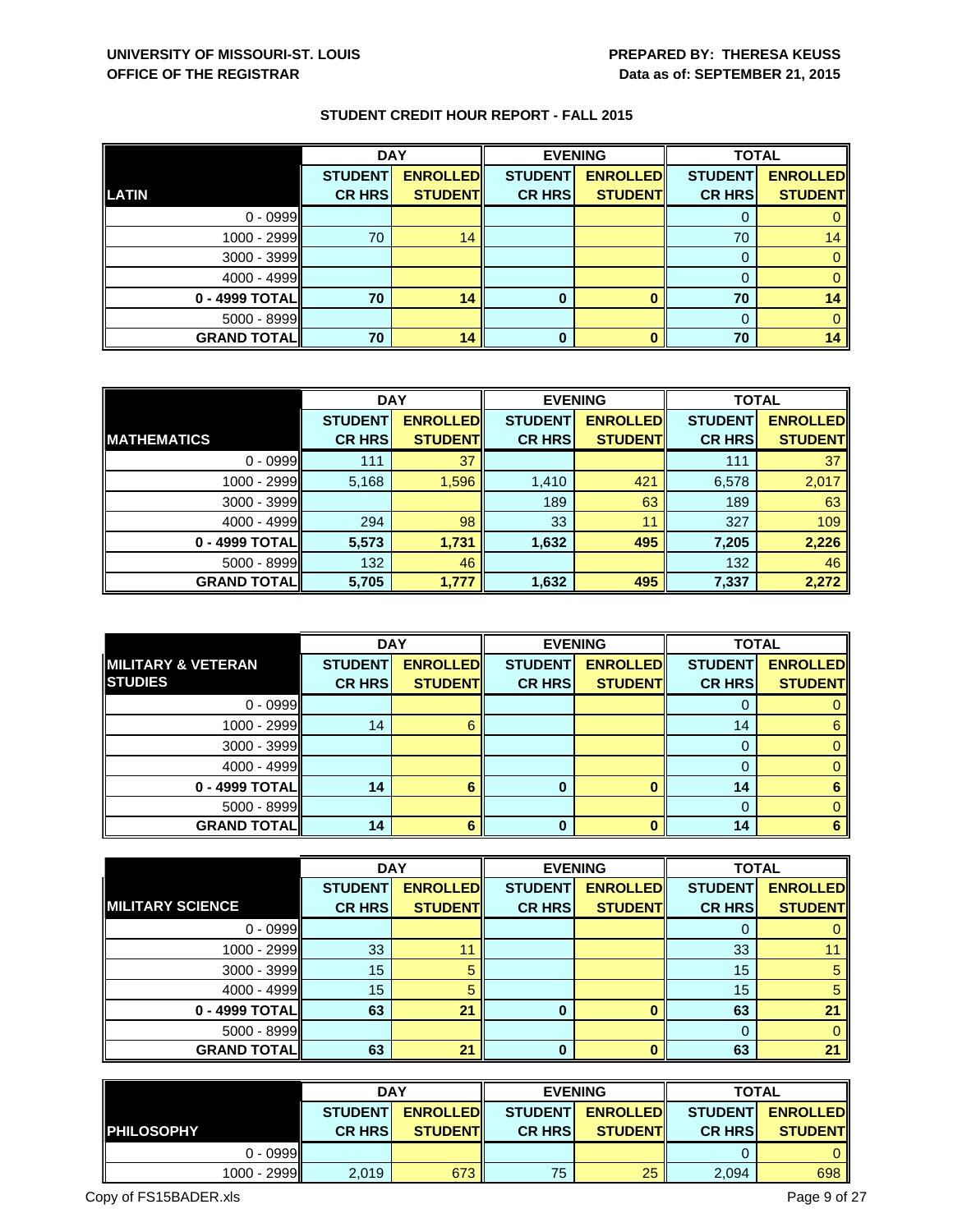**UNIVERSITY OF MISSOURI-ST. LOUIS**
**OFFICE OF THE REGISTRAR**

**PREPARED BY: THERESA KEUSS**
**Data as of: SEPTEMBER 21, 2015**

## STUDENT CREDIT HOUR REPORT - FALL 2015

| LATIN | DAY | | EVENING | | TOTAL | |
|---|---|---|---|---|---|---|
| | STUDENT CR HRS | ENROLLED STUDENT | STUDENT CR HRS | ENROLLED STUDENT | STUDENT CR HRS | ENROLLED STUDENT |
| 0 - 0999 | | | | | 0 | 0 |
| 1000 - 2999 | 70 | 14 | | | 70 | 14 |
| 3000 - 3999 | | | | | 0 | 0 |
| 4000 - 4999 | | | | | 0 | 0 |
| **0 - 4999 TOTAL** | **70** | **14** | **0** | **0** | **70** | **14** |
| 5000 - 8999 | | | | | 0 | 0 |
| **GRAND TOTAL** | **70** | **14** | **0** | **0** | **70** | **14** |

| MATHEMATICS | DAY | | EVENING | | TOTAL | |
|---|---|---|---|---|---|---|
| | STUDENT CR HRS | ENROLLED STUDENT | STUDENT CR HRS | ENROLLED STUDENT | STUDENT CR HRS | ENROLLED STUDENT |
| 0 - 0999 | 111 | 37 | | | 111 | 37 |
| 1000 - 2999 | 5,168 | 1,596 | 1,410 | 421 | 6,578 | 2,017 |
| 3000 - 3999 | | | 189 | 63 | 189 | 63 |
| 4000 - 4999 | 294 | 98 | 33 | 11 | 327 | 109 |
| **0 - 4999 TOTAL** | **5,573** | **1,731** | **1,632** | **495** | **7,205** | **2,226** |
| 5000 - 8999 | 132 | 46 | | | 132 | 46 |
| **GRAND TOTAL** | **5,705** | **1,777** | **1,632** | **495** | **7,337** | **2,272** |

| MILITARY & VETERAN STUDIES | DAY | | EVENING | | TOTAL | |
|---|---|---|---|---|---|---|
| | STUDENT CR HRS | ENROLLED STUDENT | STUDENT CR HRS | ENROLLED STUDENT | STUDENT CR HRS | ENROLLED STUDENT |
| 0 - 0999 | | | | | 0 | 0 |
| 1000 - 2999 | 14 | 6 | | | 14 | 6 |
| 3000 - 3999 | | | | | 0 | 0 |
| 4000 - 4999 | | | | | 0 | 0 |
| **0 - 4999 TOTAL** | **14** | **6** | **0** | **0** | **14** | **6** |
| 5000 - 8999 | | | | | 0 | 0 |
| **GRAND TOTAL** | **14** | **6** | **0** | **0** | **14** | **6** |

| MILITARY SCIENCE | DAY | | EVENING | | TOTAL | |
|---|---|---|---|---|---|---|
| | STUDENT CR HRS | ENROLLED STUDENT | STUDENT CR HRS | ENROLLED STUDENT | STUDENT CR HRS | ENROLLED STUDENT |
| 0 - 0999 | | | | | 0 | 0 |
| 1000 - 2999 | 33 | 11 | | | 33 | 11 |
| 3000 - 3999 | 15 | 5 | | | 15 | 5 |
| 4000 - 4999 | 15 | 5 | | | 15 | 5 |
| **0 - 4999 TOTAL** | **63** | **21** | **0** | **0** | **63** | **21** |
| 5000 - 8999 | | | | | 0 | 0 |
| **GRAND TOTAL** | **63** | **21** | **0** | **0** | **63** | **21** |

| PHILOSOPHY | DAY | | EVENING | | TOTAL | |
|---|---|---|---|---|---|---|
| | STUDENT CR HRS | ENROLLED STUDENT | STUDENT CR HRS | ENROLLED STUDENT | STUDENT CR HRS | ENROLLED STUDENT |
| 0 - 0999 | | | | | 0 | 0 |
| 1000 - 2999 | 2,019 | 673 | 75 | 25 | 2,094 | 698 |

Copy of FS15BADER.xls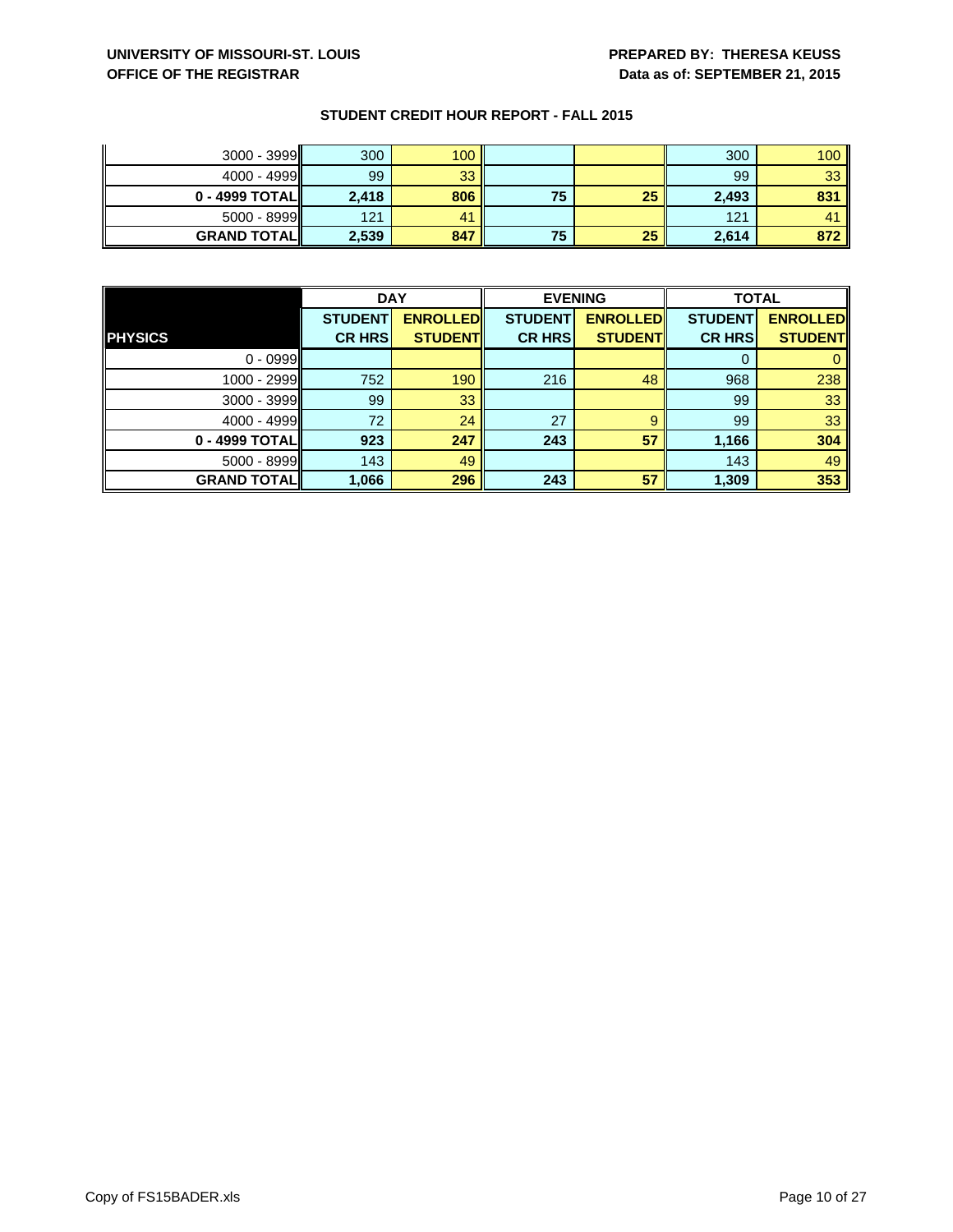UNIVERSITY OF MISSOURI-ST. LOUIS
OFFICE OF THE REGISTRAR

PREPARED BY: THERESA KEUSS
Data as of: SEPTEMBER 21, 2015

## STUDENT CREDIT HOUR REPORT - FALL 2015

| | | | | | | |
|---|---|---|---|---|---|---|
| 3000 - 3999 | 300 | 100 | | | 300 | 100 |
| 4000 - 4999 | 99 | 33 | | | 99 | 33 |
| **0 - 4999 TOTAL** | **2,418** | **806** | **75** | **25** | **2,493** | **831** |
| 5000 - 8999 | 121 | 41 | | | 121 | 41 |
| **GRAND TOTAL** | **2,539** | **847** | **75** | **25** | **2,614** | **872** |

| | DAY | | EVENING | | TOTAL | |
|---|---|---|---|---|---|---|
| **PHYSICS** | **STUDENT CR HRS** | **ENROLLED STUDENT** | **STUDENT CR HRS** | **ENROLLED STUDENT** | **STUDENT CR HRS** | **ENROLLED STUDENT** |
| 0 - 0999 | | | | | 0 | 0 |
| 1000 - 2999 | 752 | 190 | 216 | 48 | 968 | 238 |
| 3000 - 3999 | 99 | 33 | | | 99 | 33 |
| 4000 - 4999 | 72 | 24 | 27 | 9 | 99 | 33 |
| **0 - 4999 TOTAL** | **923** | **247** | **243** | **57** | **1,166** | **304** |
| 5000 - 8999 | 143 | 49 | | | 143 | 49 |
| **GRAND TOTAL** | **1,066** | **296** | **243** | **57** | **1,309** | **353** |

Copy of FS15BADER.xls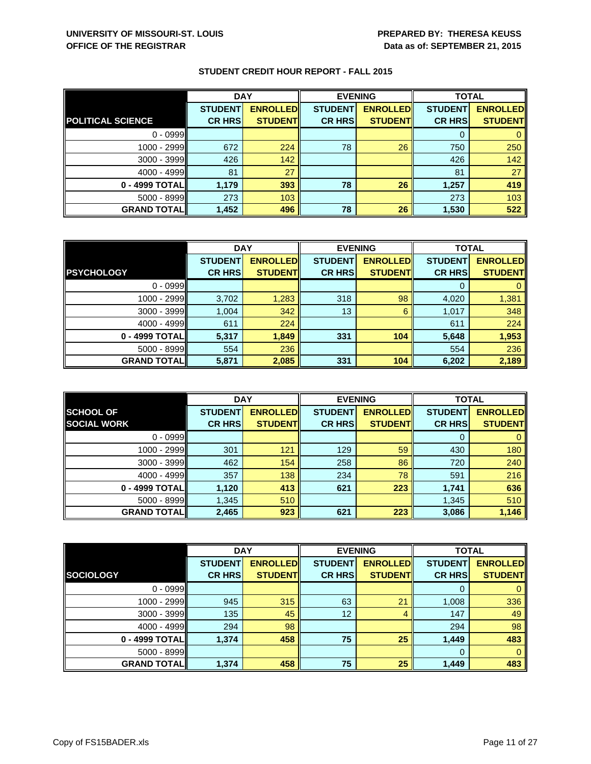**UNIVERSITY OF MISSOURI-ST. LOUIS**
**OFFICE OF THE REGISTRAR**

**PREPARED BY: THERESA KEUSS**
**Data as of: SEPTEMBER 21, 2015**

## STUDENT CREDIT HOUR REPORT - FALL 2015

| | DAY | | EVENING | | TOTAL | |
|---|---|---|---|---|---|---|
| **POLITICAL SCIENCE** | **STUDENT CR HRS** | **ENROLLED STUDENT** | **STUDENT CR HRS** | **ENROLLED STUDENT** | **STUDENT CR HRS** | **ENROLLED STUDENT** |
| 0 - 0999 | | | | | 0 | 0 |
| 1000 - 2999 | 672 | 224 | 78 | 26 | 750 | 250 |
| 3000 - 3999 | 426 | 142 | | | 426 | 142 |
| 4000 - 4999 | 81 | 27 | | | 81 | 27 |
| **0 - 4999 TOTAL** | **1,179** | **393** | **78** | **26** | **1,257** | **419** |
| 5000 - 8999 | 273 | 103 | | | 273 | 103 |
| **GRAND TOTAL** | **1,452** | **496** | **78** | **26** | **1,530** | **522** |

| | DAY | | EVENING | | TOTAL | |
|---|---|---|---|---|---|---|
| **PSYCHOLOGY** | **STUDENT CR HRS** | **ENROLLED STUDENT** | **STUDENT CR HRS** | **ENROLLED STUDENT** | **STUDENT CR HRS** | **ENROLLED STUDENT** |
| 0 - 0999 | | | | | 0 | 0 |
| 1000 - 2999 | 3,702 | 1,283 | 318 | 98 | 4,020 | 1,381 |
| 3000 - 3999 | 1,004 | 342 | 13 | 6 | 1,017 | 348 |
| 4000 - 4999 | 611 | 224 | | | 611 | 224 |
| **0 - 4999 TOTAL** | **5,317** | **1,849** | **331** | **104** | **5,648** | **1,953** |
| 5000 - 8999 | 554 | 236 | | | 554 | 236 |
| **GRAND TOTAL** | **5,871** | **2,085** | **331** | **104** | **6,202** | **2,189** |

| | DAY | | EVENING | | TOTAL | |
|---|---|---|---|---|---|---|
| **SCHOOL OF SOCIAL WORK** | **STUDENT CR HRS** | **ENROLLED STUDENT** | **STUDENT CR HRS** | **ENROLLED STUDENT** | **STUDENT CR HRS** | **ENROLLED STUDENT** |
| 0 - 0999 | | | | | 0 | 0 |
| 1000 - 2999 | 301 | 121 | 129 | 59 | 430 | 180 |
| 3000 - 3999 | 462 | 154 | 258 | 86 | 720 | 240 |
| 4000 - 4999 | 357 | 138 | 234 | 78 | 591 | 216 |
| **0 - 4999 TOTAL** | **1,120** | **413** | **621** | **223** | **1,741** | **636** |
| 5000 - 8999 | 1,345 | 510 | | | 1,345 | 510 |
| **GRAND TOTAL** | **2,465** | **923** | **621** | **223** | **3,086** | **1,146** |

| | DAY | | EVENING | | TOTAL | |
|---|---|---|---|---|---|---|
| **SOCIOLOGY** | **STUDENT CR HRS** | **ENROLLED STUDENT** | **STUDENT CR HRS** | **ENROLLED STUDENT** | **STUDENT CR HRS** | **ENROLLED STUDENT** |
| 0 - 0999 | | | | | 0 | 0 |
| 1000 - 2999 | 945 | 315 | 63 | 21 | 1,008 | 336 |
| 3000 - 3999 | 135 | 45 | 12 | 4 | 147 | 49 |
| 4000 - 4999 | 294 | 98 | | | 294 | 98 |
| **0 - 4999 TOTAL** | **1,374** | **458** | **75** | **25** | **1,449** | **483** |
| 5000 - 8999 | | | | | 0 | 0 |
| **GRAND TOTAL** | **1,374** | **458** | **75** | **25** | **1,449** | **483** |

Copy of FS15BADER.xls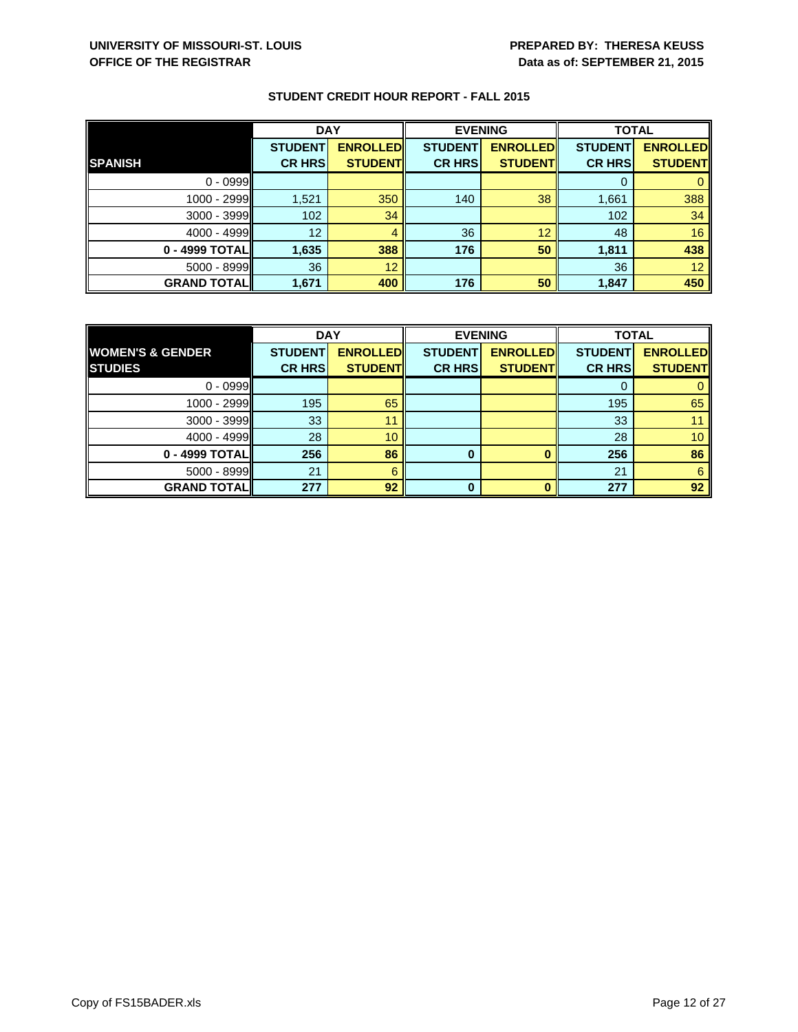UNIVERSITY OF MISSOURI-ST. LOUIS
OFFICE OF THE REGISTRAR

PREPARED BY: THERESA KEUSS
Data as of: SEPTEMBER 21, 2015

## STUDENT CREDIT HOUR REPORT - FALL 2015

| | DAY | | EVENING | | TOTAL | |
|---|---|---|---|---|---|---|
| **SPANISH** | **STUDENT CR HRS** | **ENROLLED STUDENT** | **STUDENT CR HRS** | **ENROLLED STUDENT** | **STUDENT CR HRS** | **ENROLLED STUDENT** |
| 0 - 0999 | | | | | 0 | 0 |
| 1000 - 2999 | 1,521 | 350 | 140 | 38 | 1,661 | 388 |
| 3000 - 3999 | 102 | 34 | | | 102 | 34 |
| 4000 - 4999 | 12 | 4 | 36 | 12 | 48 | 16 |
| **0 - 4999 TOTAL** | **1,635** | **388** | **176** | **50** | **1,811** | **438** |
| 5000 - 8999 | 36 | 12 | | | 36 | 12 |
| **GRAND TOTAL** | **1,671** | **400** | **176** | **50** | **1,847** | **450** |

| | DAY | | EVENING | | TOTAL | |
|---|---|---|---|---|---|---|
| **WOMEN'S & GENDER STUDIES** | **STUDENT CR HRS** | **ENROLLED STUDENT** | **STUDENT CR HRS** | **ENROLLED STUDENT** | **STUDENT CR HRS** | **ENROLLED STUDENT** |
| 0 - 0999 | | | | | 0 | 0 |
| 1000 - 2999 | 195 | 65 | | | 195 | 65 |
| 3000 - 3999 | 33 | 11 | | | 33 | 11 |
| 4000 - 4999 | 28 | 10 | | | 28 | 10 |
| **0 - 4999 TOTAL** | **256** | **86** | **0** | **0** | **256** | **86** |
| 5000 - 8999 | 21 | 6 | | | 21 | 6 |
| **GRAND TOTAL** | **277** | **92** | **0** | **0** | **277** | **92** |

Copy of FS15BADER.xls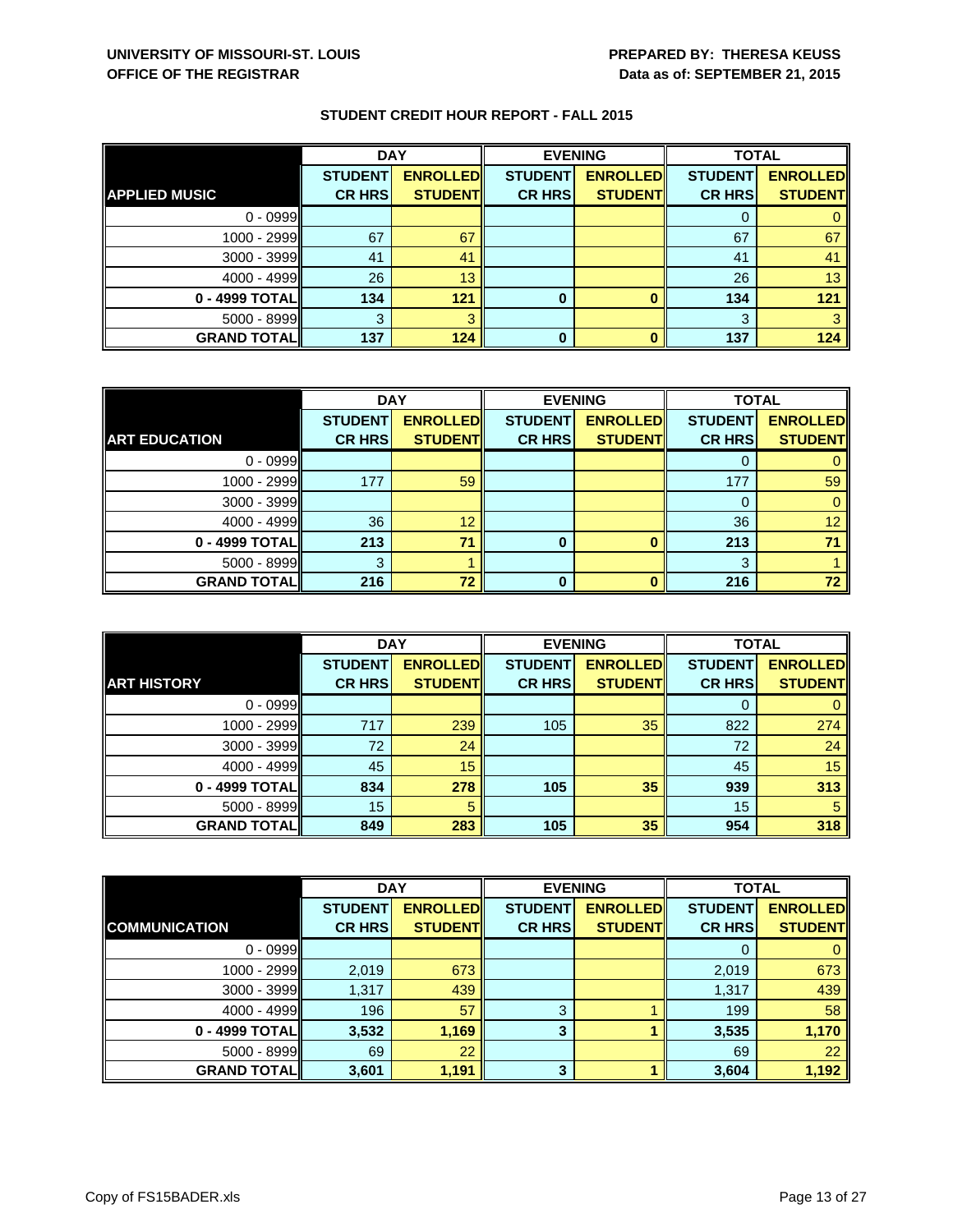**UNIVERSITY OF MISSOURI-ST. LOUIS**
**OFFICE OF THE REGISTRAR**

**PREPARED BY: THERESA KEUSS**
**Data as of: SEPTEMBER 21, 2015**

## STUDENT CREDIT HOUR REPORT - FALL 2015

| | DAY | | EVENING | | TOTAL | |
|---|---|---|---|---|---|---|
| **APPLIED MUSIC** | **STUDENT CR HRS** | **ENROLLED STUDENT** | **STUDENT CR HRS** | **ENROLLED STUDENT** | **STUDENT CR HRS** | **ENROLLED STUDENT** |
| 0 - 0999 | | | | | 0 | 0 |
| 1000 - 2999 | 67 | 67 | | | 67 | 67 |
| 3000 - 3999 | 41 | 41 | | | 41 | 41 |
| 4000 - 4999 | 26 | 13 | | | 26 | 13 |
| **0 - 4999 TOTAL** | **134** | **121** | **0** | **0** | **134** | **121** |
| 5000 - 8999 | 3 | 3 | | | 3 | 3 |
| **GRAND TOTAL** | **137** | **124** | **0** | **0** | **137** | **124** |

| | DAY | | EVENING | | TOTAL | |
|---|---|---|---|---|---|---|
| **ART EDUCATION** | **STUDENT CR HRS** | **ENROLLED STUDENT** | **STUDENT CR HRS** | **ENROLLED STUDENT** | **STUDENT CR HRS** | **ENROLLED STUDENT** |
| 0 - 0999 | | | | | 0 | 0 |
| 1000 - 2999 | 177 | 59 | | | 177 | 59 |
| 3000 - 3999 | | | | | 0 | 0 |
| 4000 - 4999 | 36 | 12 | | | 36 | 12 |
| **0 - 4999 TOTAL** | **213** | **71** | **0** | **0** | **213** | **71** |
| 5000 - 8999 | 3 | 1 | | | 3 | 1 |
| **GRAND TOTAL** | **216** | **72** | **0** | **0** | **216** | **72** |

| | DAY | | EVENING | | TOTAL | |
|---|---|---|---|---|---|---|
| **ART HISTORY** | **STUDENT CR HRS** | **ENROLLED STUDENT** | **STUDENT CR HRS** | **ENROLLED STUDENT** | **STUDENT CR HRS** | **ENROLLED STUDENT** |
| 0 - 0999 | | | | | 0 | 0 |
| 1000 - 2999 | 717 | 239 | 105 | 35 | 822 | 274 |
| 3000 - 3999 | 72 | 24 | | | 72 | 24 |
| 4000 - 4999 | 45 | 15 | | | 45 | 15 |
| **0 - 4999 TOTAL** | **834** | **278** | **105** | **35** | **939** | **313** |
| 5000 - 8999 | 15 | 5 | | | 15 | 5 |
| **GRAND TOTAL** | **849** | **283** | **105** | **35** | **954** | **318** |

| | DAY | | EVENING | | TOTAL | |
|---|---|---|---|---|---|---|
| **COMMUNICATION** | **STUDENT CR HRS** | **ENROLLED STUDENT** | **STUDENT CR HRS** | **ENROLLED STUDENT** | **STUDENT CR HRS** | **ENROLLED STUDENT** |
| 0 - 0999 | | | | | 0 | 0 |
| 1000 - 2999 | 2,019 | 673 | | | 2,019 | 673 |
| 3000 - 3999 | 1,317 | 439 | | | 1,317 | 439 |
| 4000 - 4999 | 196 | 57 | 3 | 1 | 199 | 58 |
| **0 - 4999 TOTAL** | **3,532** | **1,169** | **3** | **1** | **3,535** | **1,170** |
| 5000 - 8999 | 69 | 22 | | | 69 | 22 |
| **GRAND TOTAL** | **3,601** | **1,191** | **3** | **1** | **3,604** | **1,192** |

Copy of FS15BADER.xls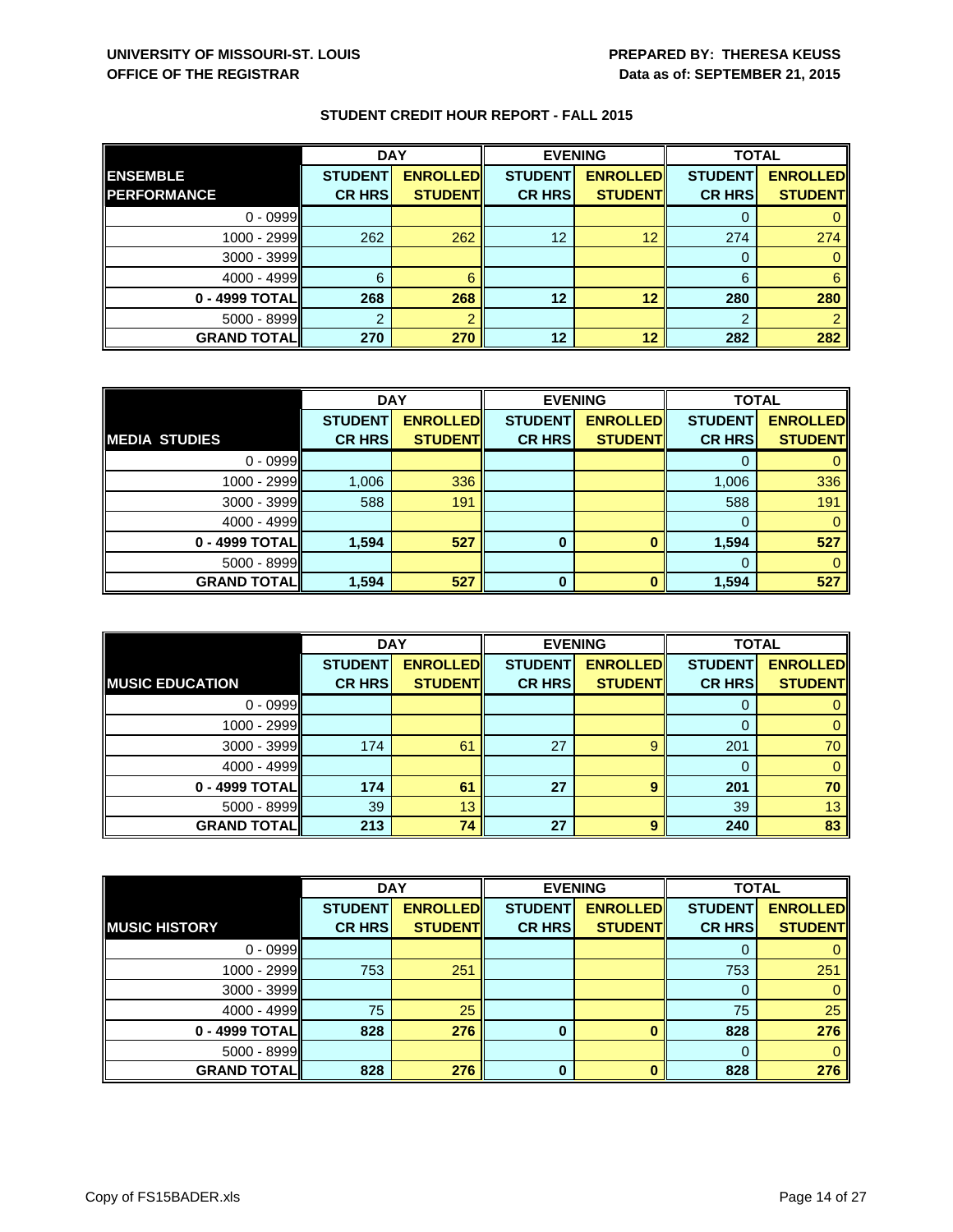UNIVERSITY OF MISSOURI-ST. LOUIS
OFFICE OF THE REGISTRAR

PREPARED BY: THERESA KEUSS
Data as of: SEPTEMBER 21, 2015

## STUDENT CREDIT HOUR REPORT - FALL 2015

| ENSEMBLE PERFORMANCE | DAY | | EVENING | | TOTAL | |
|---|---|---|---|---|---|---|
| | STUDENT CR HRS | ENROLLED STUDENT | STUDENT CR HRS | ENROLLED STUDENT | STUDENT CR HRS | ENROLLED STUDENT |
| 0 - 0999 | | | | | 0 | 0 |
| 1000 - 2999 | 262 | 262 | 12 | 12 | 274 | 274 |
| 3000 - 3999 | | | | | 0 | 0 |
| 4000 - 4999 | 6 | 6 | | | 6 | 6 |
| **0 - 4999 TOTAL** | **268** | **268** | **12** | **12** | **280** | **280** |
| 5000 - 8999 | 2 | 2 | | | 2 | 2 |
| **GRAND TOTAL** | **270** | **270** | **12** | **12** | **282** | **282** |

| MEDIA STUDIES | DAY | | EVENING | | TOTAL | |
|---|---|---|---|---|---|---|
| | STUDENT CR HRS | ENROLLED STUDENT | STUDENT CR HRS | ENROLLED STUDENT | STUDENT CR HRS | ENROLLED STUDENT |
| 0 - 0999 | | | | | 0 | 0 |
| 1000 - 2999 | 1,006 | 336 | | | 1,006 | 336 |
| 3000 - 3999 | 588 | 191 | | | 588 | 191 |
| 4000 - 4999 | | | | | 0 | 0 |
| **0 - 4999 TOTAL** | **1,594** | **527** | **0** | **0** | **1,594** | **527** |
| 5000 - 8999 | | | | | 0 | 0 |
| **GRAND TOTAL** | **1,594** | **527** | **0** | **0** | **1,594** | **527** |

| MUSIC EDUCATION | DAY | | EVENING | | TOTAL | |
|---|---|---|---|---|---|---|
| | STUDENT CR HRS | ENROLLED STUDENT | STUDENT CR HRS | ENROLLED STUDENT | STUDENT CR HRS | ENROLLED STUDENT |
| 0 - 0999 | | | | | 0 | 0 |
| 1000 - 2999 | | | | | 0 | 0 |
| 3000 - 3999 | 174 | 61 | 27 | 9 | 201 | 70 |
| 4000 - 4999 | | | | | 0 | 0 |
| **0 - 4999 TOTAL** | **174** | **61** | **27** | **9** | **201** | **70** |
| 5000 - 8999 | 39 | 13 | | | 39 | 13 |
| **GRAND TOTAL** | **213** | **74** | **27** | **9** | **240** | **83** |

| MUSIC HISTORY | DAY | | EVENING | | TOTAL | |
|---|---|---|---|---|---|---|
| | STUDENT CR HRS | ENROLLED STUDENT | STUDENT CR HRS | ENROLLED STUDENT | STUDENT CR HRS | ENROLLED STUDENT |
| 0 - 0999 | | | | | 0 | 0 |
| 1000 - 2999 | 753 | 251 | | | 753 | 251 |
| 3000 - 3999 | | | | | 0 | 0 |
| 4000 - 4999 | 75 | 25 | | | 75 | 25 |
| **0 - 4999 TOTAL** | **828** | **276** | **0** | **0** | **828** | **276** |
| 5000 - 8999 | | | | | 0 | 0 |
| **GRAND TOTAL** | **828** | **276** | **0** | **0** | **828** | **276** |

Copy of FS15BADER.xls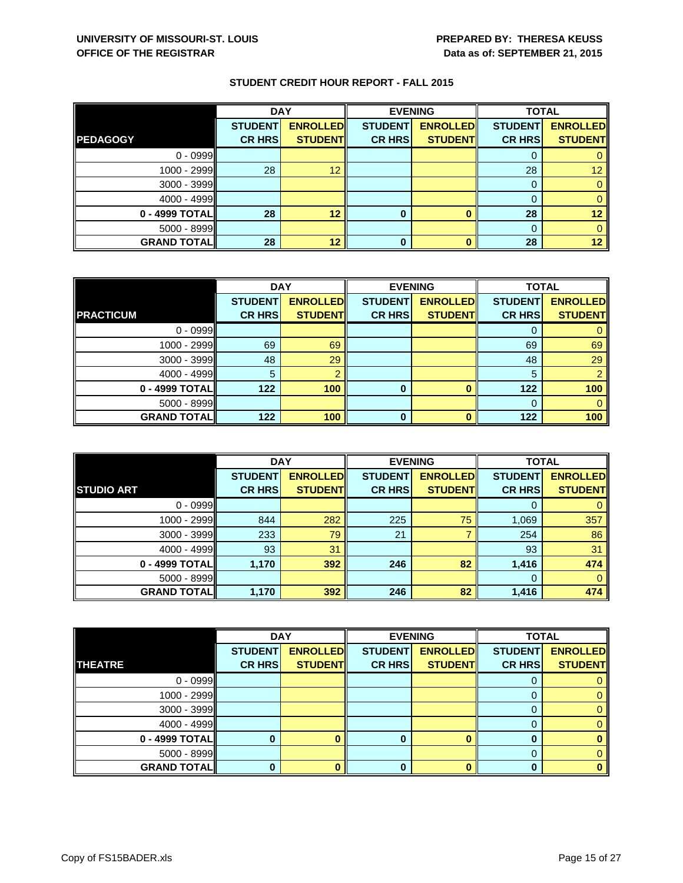**UNIVERSITY OF MISSOURI-ST. LOUIS**
**OFFICE OF THE REGISTRAR**

**PREPARED BY: THERESA KEUSS**
**Data as of: SEPTEMBER 21, 2015**

## STUDENT CREDIT HOUR REPORT - FALL 2015

| | DAY | | EVENING | | TOTAL | |
|---|---|---|---|---|---|---|
| **PEDAGOGY** | **STUDENT CR HRS** | **ENROLLED STUDENT** | **STUDENT CR HRS** | **ENROLLED STUDENT** | **STUDENT CR HRS** | **ENROLLED STUDENT** |
| 0 - 0999 | | | | | 0 | 0 |
| 1000 - 2999 | 28 | 12 | | | 28 | 12 |
| 3000 - 3999 | | | | | 0 | 0 |
| 4000 - 4999 | | | | | 0 | 0 |
| **0 - 4999 TOTAL** | **28** | **12** | **0** | **0** | **28** | **12** |
| 5000 - 8999 | | | | | 0 | 0 |
| **GRAND TOTAL** | **28** | **12** | **0** | **0** | **28** | **12** |

| | DAY | | EVENING | | TOTAL | |
|---|---|---|---|---|---|---|
| **PRACTICUM** | **STUDENT CR HRS** | **ENROLLED STUDENT** | **STUDENT CR HRS** | **ENROLLED STUDENT** | **STUDENT CR HRS** | **ENROLLED STUDENT** |
| 0 - 0999 | | | | | 0 | 0 |
| 1000 - 2999 | 69 | 69 | | | 69 | 69 |
| 3000 - 3999 | 48 | 29 | | | 48 | 29 |
| 4000 - 4999 | 5 | 2 | | | 5 | 2 |
| **0 - 4999 TOTAL** | **122** | **100** | **0** | **0** | **122** | **100** |
| 5000 - 8999 | | | | | 0 | 0 |
| **GRAND TOTAL** | **122** | **100** | **0** | **0** | **122** | **100** |

| | DAY | | EVENING | | TOTAL | |
|---|---|---|---|---|---|---|
| **STUDIO ART** | **STUDENT CR HRS** | **ENROLLED STUDENT** | **STUDENT CR HRS** | **ENROLLED STUDENT** | **STUDENT CR HRS** | **ENROLLED STUDENT** |
| 0 - 0999 | | | | | 0 | 0 |
| 1000 - 2999 | 844 | 282 | 225 | 75 | 1,069 | 357 |
| 3000 - 3999 | 233 | 79 | 21 | 7 | 254 | 86 |
| 4000 - 4999 | 93 | 31 | | | 93 | 31 |
| **0 - 4999 TOTAL** | **1,170** | **392** | **246** | **82** | **1,416** | **474** |
| 5000 - 8999 | | | | | 0 | 0 |
| **GRAND TOTAL** | **1,170** | **392** | **246** | **82** | **1,416** | **474** |

| | DAY | | EVENING | | TOTAL | |
|---|---|---|---|---|---|---|
| **THEATRE** | **STUDENT CR HRS** | **ENROLLED STUDENT** | **STUDENT CR HRS** | **ENROLLED STUDENT** | **STUDENT CR HRS** | **ENROLLED STUDENT** |
| 0 - 0999 | | | | | 0 | 0 |
| 1000 - 2999 | | | | | 0 | 0 |
| 3000 - 3999 | | | | | 0 | 0 |
| 4000 - 4999 | | | | | 0 | 0 |
| **0 - 4999 TOTAL** | **0** | **0** | **0** | **0** | **0** | **0** |
| 5000 - 8999 | | | | | 0 | 0 |
| **GRAND TOTAL** | **0** | **0** | **0** | **0** | **0** | **0** |

Copy of FS15BADER.xls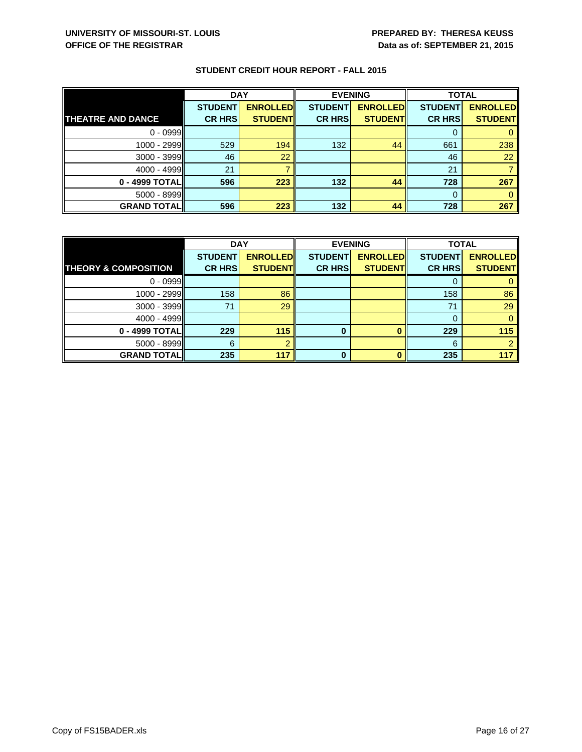UNIVERSITY OF MISSOURI-ST. LOUIS
OFFICE OF THE REGISTRAR

PREPARED BY: THERESA KEUSS
Data as of: SEPTEMBER 21, 2015

## STUDENT CREDIT HOUR REPORT - FALL 2015

| | DAY | | EVENING | | TOTAL | |
|---|---|---|---|---|---|---|
| **THEATRE AND DANCE** | **STUDENT CR HRS** | **ENROLLED STUDENT** | **STUDENT CR HRS** | **ENROLLED STUDENT** | **STUDENT CR HRS** | **ENROLLED STUDENT** |
| 0 - 0999 | | | | | 0 | 0 |
| 1000 - 2999 | 529 | 194 | 132 | 44 | 661 | 238 |
| 3000 - 3999 | 46 | 22 | | | 46 | 22 |
| 4000 - 4999 | 21 | 7 | | | 21 | 7 |
| **0 - 4999 TOTAL** | **596** | **223** | **132** | **44** | **728** | **267** |
| 5000 - 8999 | | | | | 0 | 0 |
| **GRAND TOTAL** | **596** | **223** | **132** | **44** | **728** | **267** |

| | DAY | | EVENING | | TOTAL | |
|---|---|---|---|---|---|---|
| **THEORY & COMPOSITION** | **STUDENT CR HRS** | **ENROLLED STUDENT** | **STUDENT CR HRS** | **ENROLLED STUDENT** | **STUDENT CR HRS** | **ENROLLED STUDENT** |
| 0 - 0999 | | | | | 0 | 0 |
| 1000 - 2999 | 158 | 86 | | | 158 | 86 |
| 3000 - 3999 | 71 | 29 | | | 71 | 29 |
| 4000 - 4999 | | | | | 0 | 0 |
| **0 - 4999 TOTAL** | **229** | **115** | **0** | **0** | **229** | **115** |
| 5000 - 8999 | 6 | 2 | | | 6 | 2 |
| **GRAND TOTAL** | **235** | **117** | **0** | **0** | **235** | **117** |

Copy of FS15BADER.xls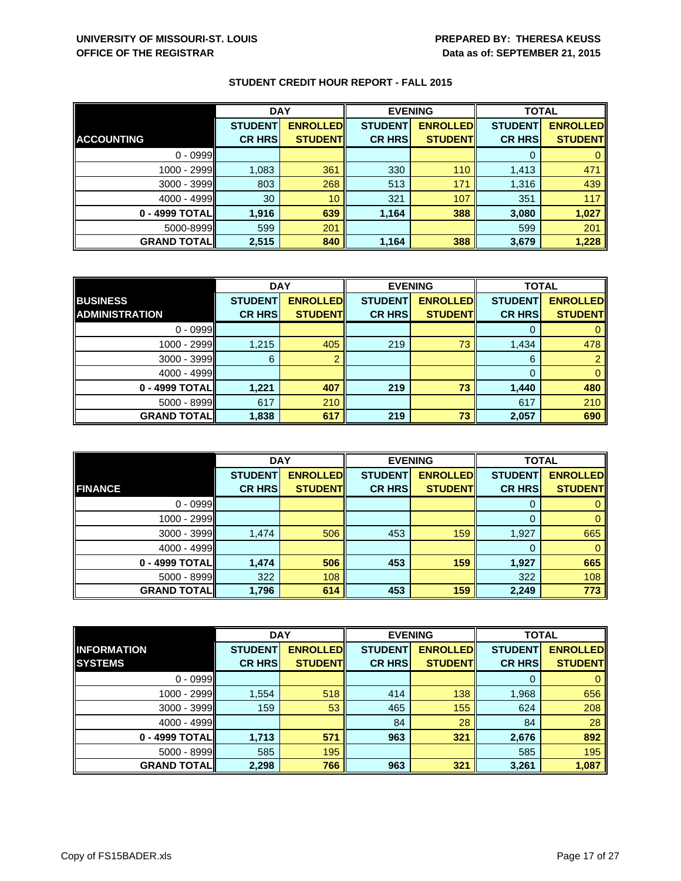UNIVERSITY OF MISSOURI-ST. LOUIS
OFFICE OF THE REGISTRAR

PREPARED BY: THERESA KEUSS
Data as of: SEPTEMBER 21, 2015

## STUDENT CREDIT HOUR REPORT - FALL 2015

| | DAY | | EVENING | | TOTAL | |
|---|---|---|---|---|---|---|
| **ACCOUNTING** | **STUDENT CR HRS** | **ENROLLED STUDENT** | **STUDENT CR HRS** | **ENROLLED STUDENT** | **STUDENT CR HRS** | **ENROLLED STUDENT** |
| 0 - 0999 | | | | | 0 | 0 |
| 1000 - 2999 | 1,083 | 361 | 330 | 110 | 1,413 | 471 |
| 3000 - 3999 | 803 | 268 | 513 | 171 | 1,316 | 439 |
| 4000 - 4999 | 30 | 10 | 321 | 107 | 351 | 117 |
| **0 - 4999 TOTAL** | **1,916** | **639** | **1,164** | **388** | **3,080** | **1,027** |
| 5000-8999 | 599 | 201 | | | 599 | 201 |
| **GRAND TOTAL** | **2,515** | **840** | **1,164** | **388** | **3,679** | **1,228** |

| | DAY | | EVENING | | TOTAL | |
|---|---|---|---|---|---|---|
| **BUSINESS ADMINISTRATION** | **STUDENT CR HRS** | **ENROLLED STUDENT** | **STUDENT CR HRS** | **ENROLLED STUDENT** | **STUDENT CR HRS** | **ENROLLED STUDENT** |
| 0 - 0999 | | | | | 0 | 0 |
| 1000 - 2999 | 1,215 | 405 | 219 | 73 | 1,434 | 478 |
| 3000 - 3999 | 6 | 2 | | | 6 | 2 |
| 4000 - 4999 | | | | | 0 | 0 |
| **0 - 4999 TOTAL** | **1,221** | **407** | **219** | **73** | **1,440** | **480** |
| 5000 - 8999 | 617 | 210 | | | 617 | 210 |
| **GRAND TOTAL** | **1,838** | **617** | **219** | **73** | **2,057** | **690** |

| | DAY | | EVENING | | TOTAL | |
|---|---|---|---|---|---|---|
| **FINANCE** | **STUDENT CR HRS** | **ENROLLED STUDENT** | **STUDENT CR HRS** | **ENROLLED STUDENT** | **STUDENT CR HRS** | **ENROLLED STUDENT** |
| 0 - 0999 | | | | | 0 | 0 |
| 1000 - 2999 | | | | | 0 | 0 |
| 3000 - 3999 | 1,474 | 506 | 453 | 159 | 1,927 | 665 |
| 4000 - 4999 | | | | | 0 | 0 |
| **0 - 4999 TOTAL** | **1,474** | **506** | **453** | **159** | **1,927** | **665** |
| 5000 - 8999 | 322 | 108 | | | 322 | 108 |
| **GRAND TOTAL** | **1,796** | **614** | **453** | **159** | **2,249** | **773** |

| | DAY | | EVENING | | TOTAL | |
|---|---|---|---|---|---|---|
| **INFORMATION SYSTEMS** | **STUDENT CR HRS** | **ENROLLED STUDENT** | **STUDENT CR HRS** | **ENROLLED STUDENT** | **STUDENT CR HRS** | **ENROLLED STUDENT** |
| 0 - 0999 | | | | | 0 | 0 |
| 1000 - 2999 | 1,554 | 518 | 414 | 138 | 1,968 | 656 |
| 3000 - 3999 | 159 | 53 | 465 | 155 | 624 | 208 |
| 4000 - 4999 | | | 84 | 28 | 84 | 28 |
| **0 - 4999 TOTAL** | **1,713** | **571** | **963** | **321** | **2,676** | **892** |
| 5000 - 8999 | 585 | 195 | | | 585 | 195 |
| **GRAND TOTAL** | **2,298** | **766** | **963** | **321** | **3,261** | **1,087** |

Copy of FS15BADER.xls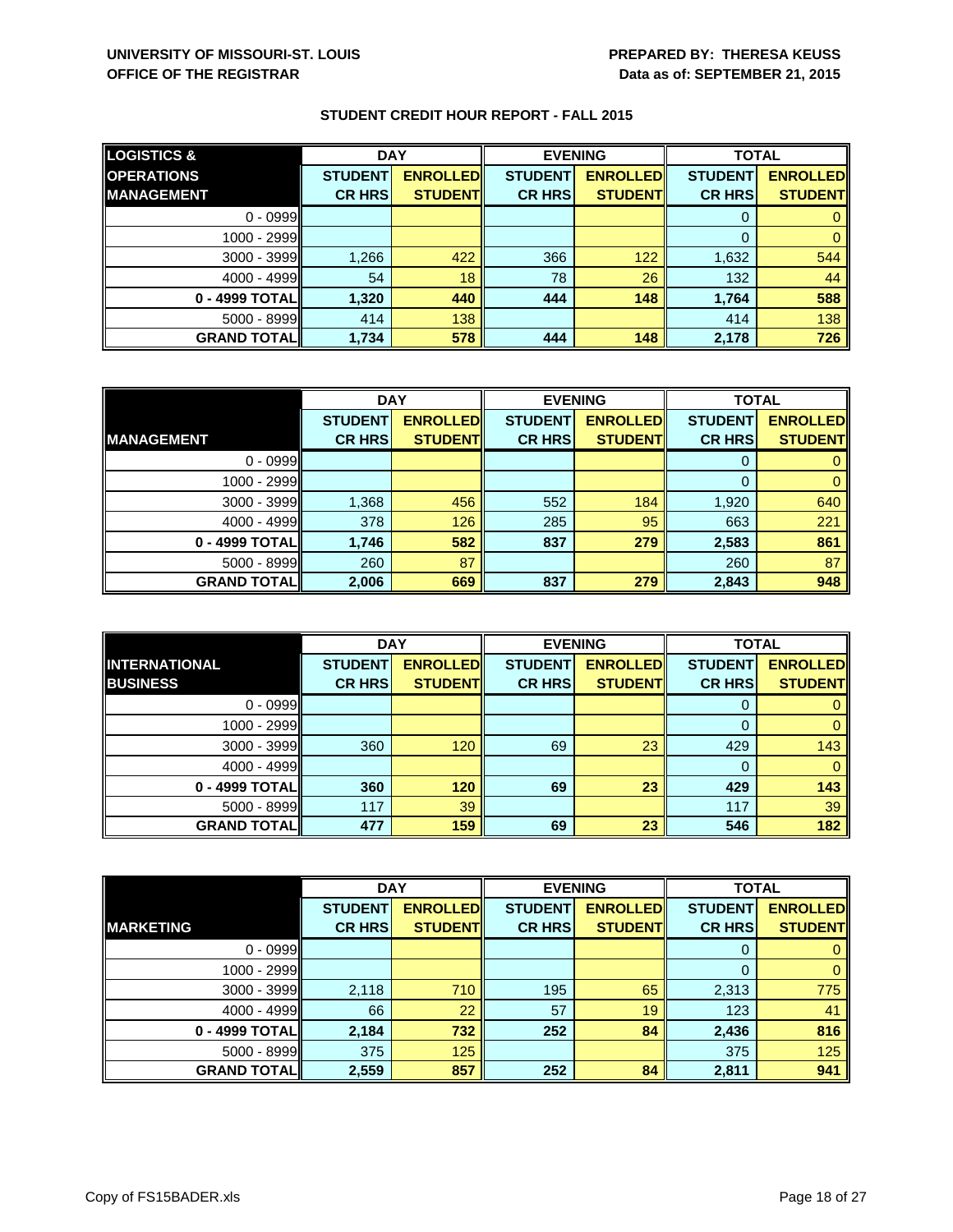**UNIVERSITY OF MISSOURI-ST. LOUIS**
**OFFICE OF THE REGISTRAR**

**PREPARED BY: THERESA KEUSS**
**Data as of: SEPTEMBER 21, 2015**

## STUDENT CREDIT HOUR REPORT - FALL 2015

| LOGISTICS & OPERATIONS MANAGEMENT | DAY | | EVENING | | TOTAL | |
|---|---|---|---|---|---|---|
| | STUDENT CR HRS | ENROLLED STUDENT | STUDENT CR HRS | ENROLLED STUDENT | STUDENT CR HRS | ENROLLED STUDENT |
| 0 - 0999 | | | | | 0 | 0 |
| 1000 - 2999 | | | | | 0 | 0 |
| 3000 - 3999 | 1,266 | 422 | 366 | 122 | 1,632 | 544 |
| 4000 - 4999 | 54 | 18 | 78 | 26 | 132 | 44 |
| **0 - 4999 TOTAL** | **1,320** | **440** | **444** | **148** | **1,764** | **588** |
| 5000 - 8999 | 414 | 138 | | | 414 | 138 |
| **GRAND TOTAL** | **1,734** | **578** | **444** | **148** | **2,178** | **726** |

| MANAGEMENT | DAY | | EVENING | | TOTAL | |
|---|---|---|---|---|---|---|
| | STUDENT CR HRS | ENROLLED STUDENT | STUDENT CR HRS | ENROLLED STUDENT | STUDENT CR HRS | ENROLLED STUDENT |
| 0 - 0999 | | | | | 0 | 0 |
| 1000 - 2999 | | | | | 0 | 0 |
| 3000 - 3999 | 1,368 | 456 | 552 | 184 | 1,920 | 640 |
| 4000 - 4999 | 378 | 126 | 285 | 95 | 663 | 221 |
| **0 - 4999 TOTAL** | **1,746** | **582** | **837** | **279** | **2,583** | **861** |
| 5000 - 8999 | 260 | 87 | | | 260 | 87 |
| **GRAND TOTAL** | **2,006** | **669** | **837** | **279** | **2,843** | **948** |

| INTERNATIONAL BUSINESS | DAY | | EVENING | | TOTAL | |
|---|---|---|---|---|---|---|
| | STUDENT CR HRS | ENROLLED STUDENT | STUDENT CR HRS | ENROLLED STUDENT | STUDENT CR HRS | ENROLLED STUDENT |
| 0 - 0999 | | | | | 0 | 0 |
| 1000 - 2999 | | | | | 0 | 0 |
| 3000 - 3999 | 360 | 120 | 69 | 23 | 429 | 143 |
| 4000 - 4999 | | | | | 0 | 0 |
| **0 - 4999 TOTAL** | **360** | **120** | **69** | **23** | **429** | **143** |
| 5000 - 8999 | 117 | 39 | | | 117 | 39 |
| **GRAND TOTAL** | **477** | **159** | **69** | **23** | **546** | **182** |

| MARKETING | DAY | | EVENING | | TOTAL | |
|---|---|---|---|---|---|---|
| | STUDENT CR HRS | ENROLLED STUDENT | STUDENT CR HRS | ENROLLED STUDENT | STUDENT CR HRS | ENROLLED STUDENT |
| 0 - 0999 | | | | | 0 | 0 |
| 1000 - 2999 | | | | | 0 | 0 |
| 3000 - 3999 | 2,118 | 710 | 195 | 65 | 2,313 | 775 |
| 4000 - 4999 | 66 | 22 | 57 | 19 | 123 | 41 |
| **0 - 4999 TOTAL** | **2,184** | **732** | **252** | **84** | **2,436** | **816** |
| 5000 - 8999 | 375 | 125 | | | 375 | 125 |
| **GRAND TOTAL** | **2,559** | **857** | **252** | **84** | **2,811** | **941** |

Copy of FS15BADER.xls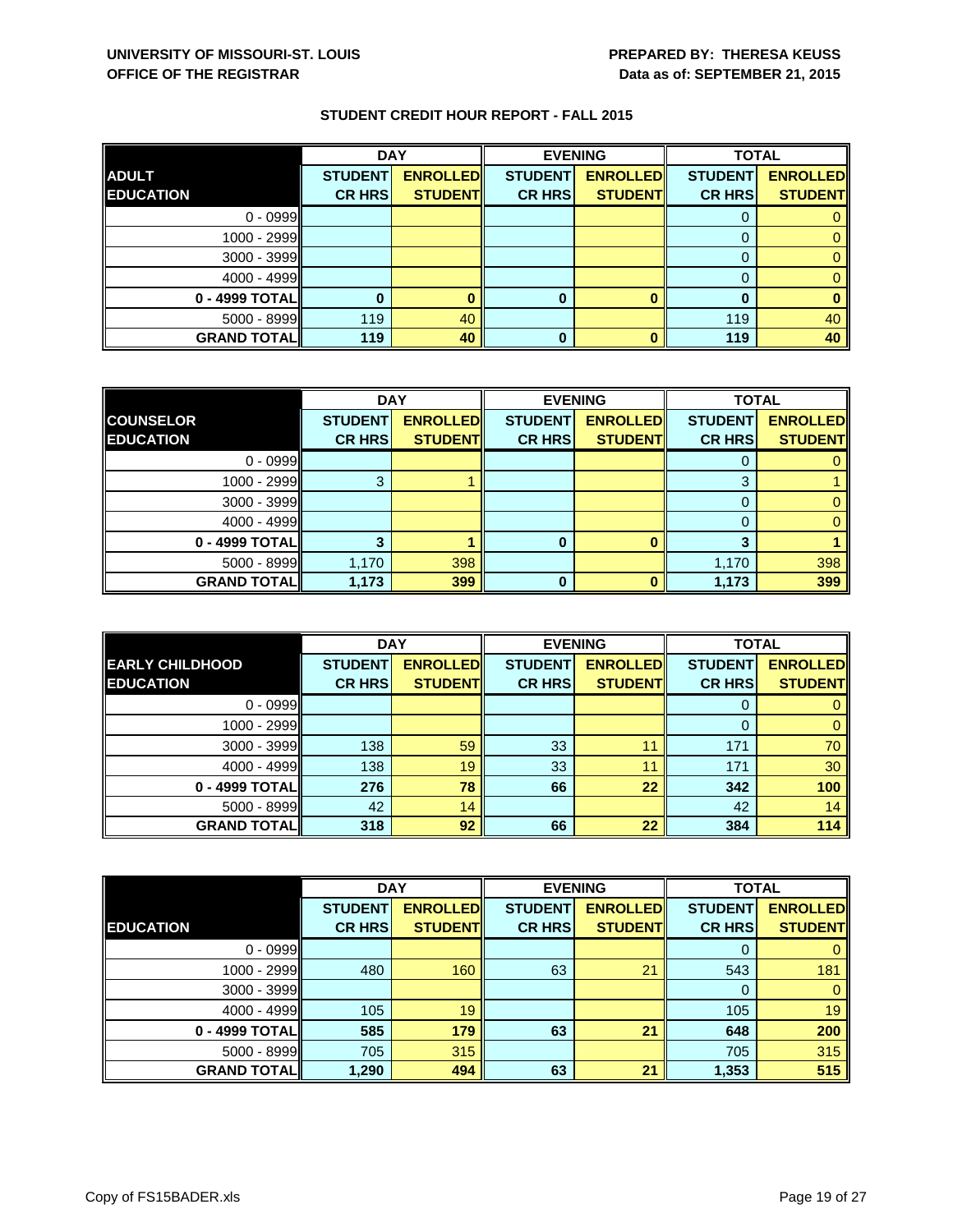UNIVERSITY OF MISSOURI-ST. LOUIS
OFFICE OF THE REGISTRAR

PREPARED BY: THERESA KEUSS
Data as of: SEPTEMBER 21, 2015

## STUDENT CREDIT HOUR REPORT - FALL 2015

| ADULT EDUCATION | DAY | | EVENING | | TOTAL | |
|---|---|---|---|---|---|---|
| | STUDENT CR HRS | ENROLLED STUDENT | STUDENT CR HRS | ENROLLED STUDENT | STUDENT CR HRS | ENROLLED STUDENT |
| 0 - 0999 | | | | | 0 | 0 |
| 1000 - 2999 | | | | | 0 | 0 |
| 3000 - 3999 | | | | | 0 | 0 |
| 4000 - 4999 | | | | | 0 | 0 |
| **0 - 4999 TOTAL** | **0** | **0** | **0** | **0** | **0** | **0** |
| 5000 - 8999 | 119 | 40 | | | 119 | 40 |
| **GRAND TOTAL** | **119** | **40** | **0** | **0** | **119** | **40** |

| COUNSELOR EDUCATION | DAY | | EVENING | | TOTAL | |
|---|---|---|---|---|---|---|
| | STUDENT CR HRS | ENROLLED STUDENT | STUDENT CR HRS | ENROLLED STUDENT | STUDENT CR HRS | ENROLLED STUDENT |
| 0 - 0999 | | | | | 0 | 0 |
| 1000 - 2999 | 3 | 1 | | | 3 | 1 |
| 3000 - 3999 | | | | | 0 | 0 |
| 4000 - 4999 | | | | | 0 | 0 |
| **0 - 4999 TOTAL** | **3** | **1** | **0** | **0** | **3** | **1** |
| 5000 - 8999 | 1,170 | 398 | | | 1,170 | 398 |
| **GRAND TOTAL** | **1,173** | **399** | **0** | **0** | **1,173** | **399** |

| EARLY CHILDHOOD EDUCATION | DAY | | EVENING | | TOTAL | |
|---|---|---|---|---|---|---|
| | STUDENT CR HRS | ENROLLED STUDENT | STUDENT CR HRS | ENROLLED STUDENT | STUDENT CR HRS | ENROLLED STUDENT |
| 0 - 0999 | | | | | 0 | 0 |
| 1000 - 2999 | | | | | 0 | 0 |
| 3000 - 3999 | 138 | 59 | 33 | 11 | 171 | 70 |
| 4000 - 4999 | 138 | 19 | 33 | 11 | 171 | 30 |
| **0 - 4999 TOTAL** | **276** | **78** | **66** | **22** | **342** | **100** |
| 5000 - 8999 | 42 | 14 | | | 42 | 14 |
| **GRAND TOTAL** | **318** | **92** | **66** | **22** | **384** | **114** |

| EDUCATION | DAY | | EVENING | | TOTAL | |
|---|---|---|---|---|---|---|
| | STUDENT CR HRS | ENROLLED STUDENT | STUDENT CR HRS | ENROLLED STUDENT | STUDENT CR HRS | ENROLLED STUDENT |
| 0 - 0999 | | | | | 0 | 0 |
| 1000 - 2999 | 480 | 160 | 63 | 21 | 543 | 181 |
| 3000 - 3999 | | | | | 0 | 0 |
| 4000 - 4999 | 105 | 19 | | | 105 | 19 |
| **0 - 4999 TOTAL** | **585** | **179** | **63** | **21** | **648** | **200** |
| 5000 - 8999 | 705 | 315 | | | 705 | 315 |
| **GRAND TOTAL** | **1,290** | **494** | **63** | **21** | **1,353** | **515** |

Copy of FS15BADER.xls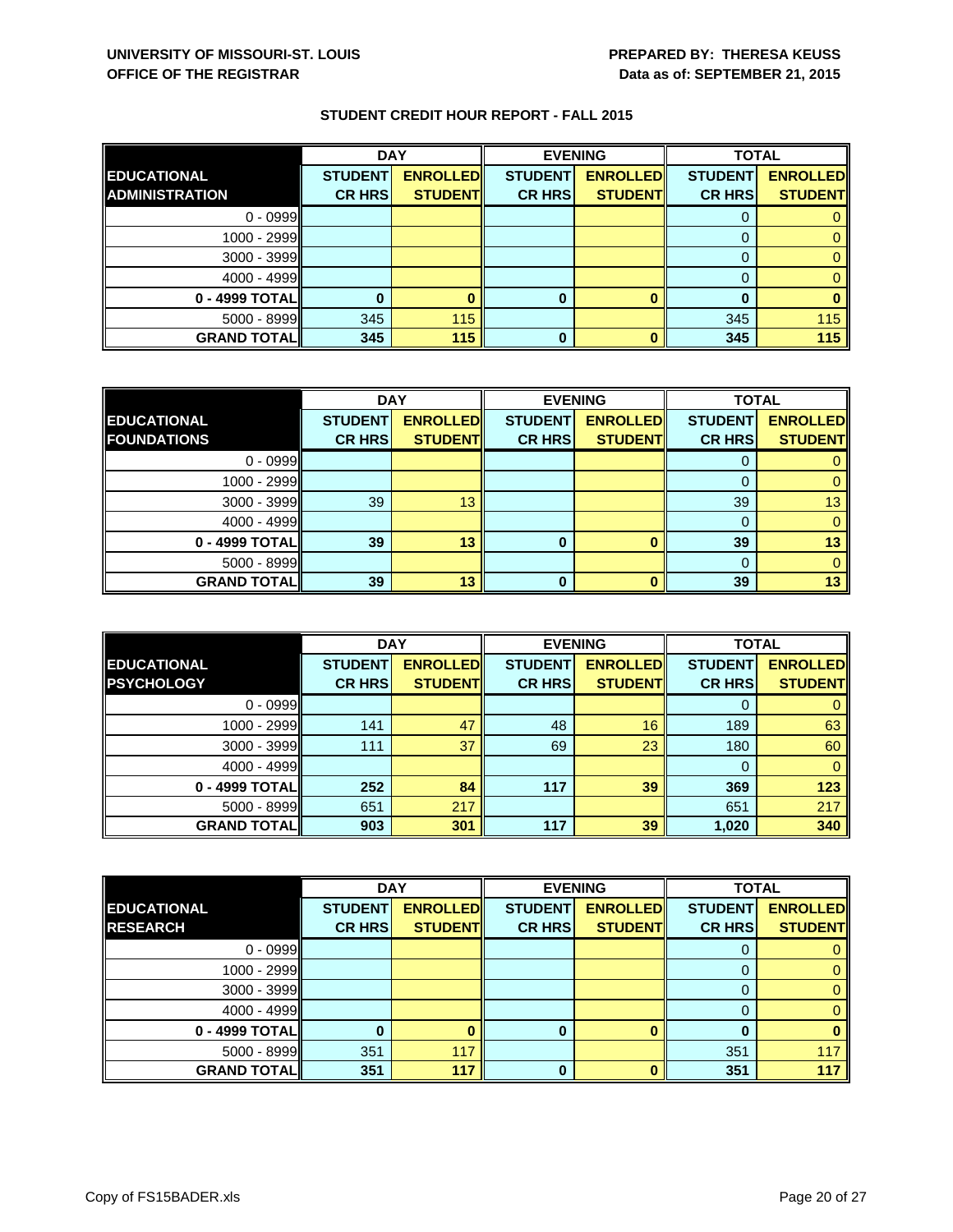**UNIVERSITY OF MISSOURI-ST. LOUIS**
**OFFICE OF THE REGISTRAR**

**PREPARED BY: THERESA KEUSS**
**Data as of: SEPTEMBER 21, 2015**

## STUDENT CREDIT HOUR REPORT - FALL 2015

| | DAY | | EVENING | | TOTAL | |
|---|---|---|---|---|---|---|
| **EDUCATIONAL ADMINISTRATION** | **STUDENT CR HRS** | **ENROLLED STUDENT** | **STUDENT CR HRS** | **ENROLLED STUDENT** | **STUDENT CR HRS** | **ENROLLED STUDENT** |
| 0 - 0999 | | | | | 0 | 0 |
| 1000 - 2999 | | | | | 0 | 0 |
| 3000 - 3999 | | | | | 0 | 0 |
| 4000 - 4999 | | | | | 0 | 0 |
| **0 - 4999 TOTAL** | **0** | **0** | **0** | **0** | **0** | **0** |
| 5000 - 8999 | 345 | 115 | | | 345 | 115 |
| **GRAND TOTAL** | **345** | **115** | **0** | **0** | **345** | **115** |

| | DAY | | EVENING | | TOTAL | |
|---|---|---|---|---|---|---|
| **EDUCATIONAL FOUNDATIONS** | **STUDENT CR HRS** | **ENROLLED STUDENT** | **STUDENT CR HRS** | **ENROLLED STUDENT** | **STUDENT CR HRS** | **ENROLLED STUDENT** |
| 0 - 0999 | | | | | 0 | 0 |
| 1000 - 2999 | | | | | 0 | 0 |
| 3000 - 3999 | 39 | 13 | | | 39 | 13 |
| 4000 - 4999 | | | | | 0 | 0 |
| **0 - 4999 TOTAL** | **39** | **13** | **0** | **0** | **39** | **13** |
| 5000 - 8999 | | | | | 0 | 0 |
| **GRAND TOTAL** | **39** | **13** | **0** | **0** | **39** | **13** |

| | DAY | | EVENING | | TOTAL | |
|---|---|---|---|---|---|---|
| **EDUCATIONAL PSYCHOLOGY** | **STUDENT CR HRS** | **ENROLLED STUDENT** | **STUDENT CR HRS** | **ENROLLED STUDENT** | **STUDENT CR HRS** | **ENROLLED STUDENT** |
| 0 - 0999 | | | | | 0 | 0 |
| 1000 - 2999 | 141 | 47 | 48 | 16 | 189 | 63 |
| 3000 - 3999 | 111 | 37 | 69 | 23 | 180 | 60 |
| 4000 - 4999 | | | | | 0 | 0 |
| **0 - 4999 TOTAL** | **252** | **84** | **117** | **39** | **369** | **123** |
| 5000 - 8999 | 651 | 217 | | | 651 | 217 |
| **GRAND TOTAL** | **903** | **301** | **117** | **39** | **1,020** | **340** |

| | DAY | | EVENING | | TOTAL | |
|---|---|---|---|---|---|---|
| **EDUCATIONAL RESEARCH** | **STUDENT CR HRS** | **ENROLLED STUDENT** | **STUDENT CR HRS** | **ENROLLED STUDENT** | **STUDENT CR HRS** | **ENROLLED STUDENT** |
| 0 - 0999 | | | | | 0 | 0 |
| 1000 - 2999 | | | | | 0 | 0 |
| 3000 - 3999 | | | | | 0 | 0 |
| 4000 - 4999 | | | | | 0 | 0 |
| **0 - 4999 TOTAL** | **0** | **0** | **0** | **0** | **0** | **0** |
| 5000 - 8999 | 351 | 117 | | | 351 | 117 |
| **GRAND TOTAL** | **351** | **117** | **0** | **0** | **351** | **117** |

Copy of FS15BADER.xls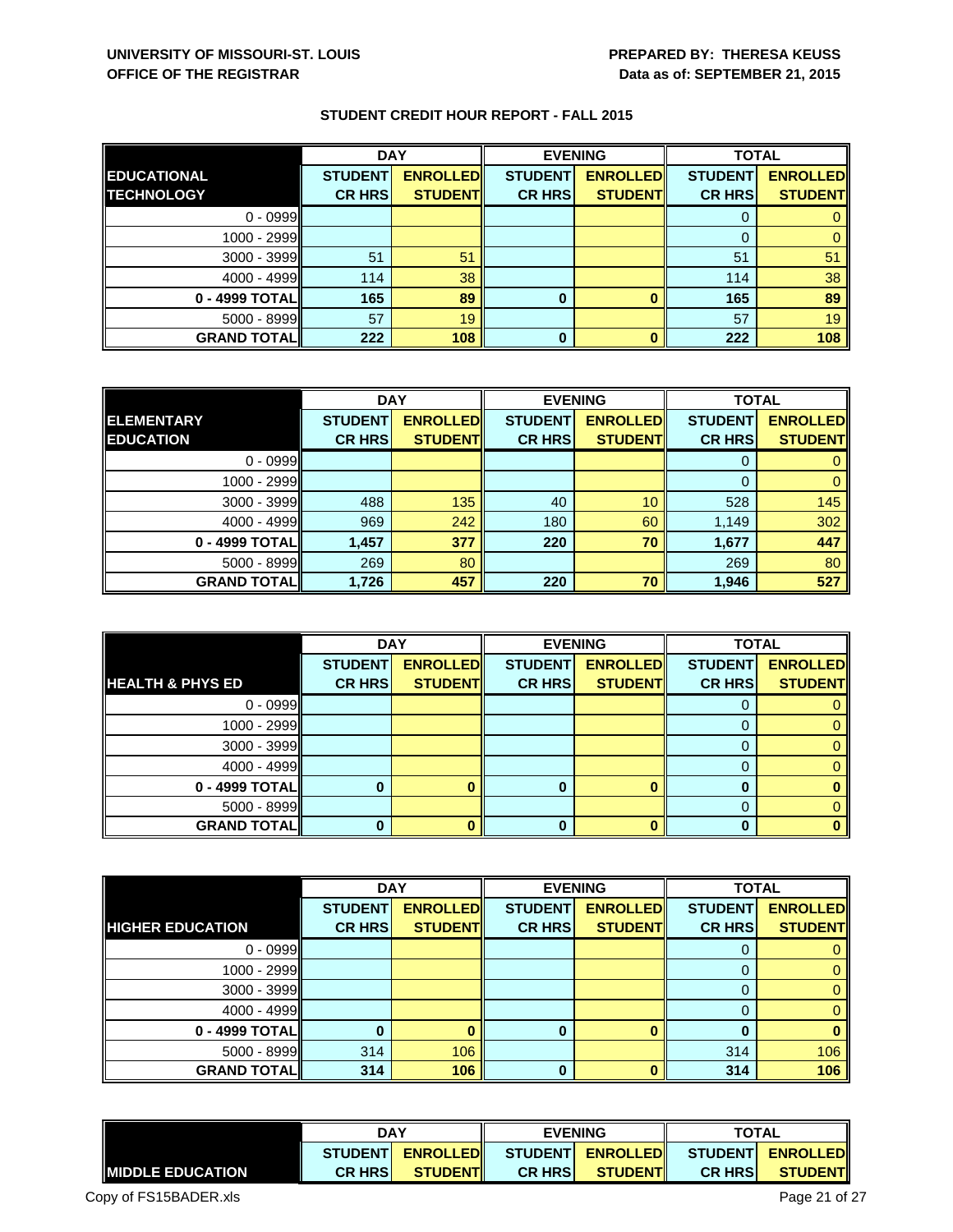## STUDENT CREDIT HOUR REPORT - FALL 2015

| EDUCATIONAL TECHNOLOGY | DAY | | EVENING | | TOTAL | |
|---|---|---|---|---|---|---|
| | STUDENT CR HRS | ENROLLED STUDENT | STUDENT CR HRS | ENROLLED STUDENT | STUDENT CR HRS | ENROLLED STUDENT |
| 0 - 0999 | | | | | 0 | 0 |
| 1000 - 2999 | | | | | 0 | 0 |
| 3000 - 3999 | 51 | 51 | | | 51 | 51 |
| 4000 - 4999 | 114 | 38 | | | 114 | 38 |
| **0 - 4999 TOTAL** | **165** | **89** | **0** | **0** | **165** | **89** |
| 5000 - 8999 | 57 | 19 | | | 57 | 19 |
| **GRAND TOTAL** | **222** | **108** | **0** | **0** | **222** | **108** |

| ELEMENTARY EDUCATION | DAY | | EVENING | | TOTAL | |
|---|---|---|---|---|---|---|
| | STUDENT CR HRS | ENROLLED STUDENT | STUDENT CR HRS | ENROLLED STUDENT | STUDENT CR HRS | ENROLLED STUDENT |
| 0 - 0999 | | | | | 0 | 0 |
| 1000 - 2999 | | | | | 0 | 0 |
| 3000 - 3999 | 488 | 135 | 40 | 10 | 528 | 145 |
| 4000 - 4999 | 969 | 242 | 180 | 60 | 1,149 | 302 |
| **0 - 4999 TOTAL** | **1,457** | **377** | **220** | **70** | **1,677** | **447** |
| 5000 - 8999 | 269 | 80 | | | 269 | 80 |
| **GRAND TOTAL** | **1,726** | **457** | **220** | **70** | **1,946** | **527** |

| HEALTH & PHYS ED | DAY | | EVENING | | TOTAL | |
|---|---|---|---|---|---|---|
| | STUDENT CR HRS | ENROLLED STUDENT | STUDENT CR HRS | ENROLLED STUDENT | STUDENT CR HRS | ENROLLED STUDENT |
| 0 - 0999 | | | | | 0 | 0 |
| 1000 - 2999 | | | | | 0 | 0 |
| 3000 - 3999 | | | | | 0 | 0 |
| 4000 - 4999 | | | | | 0 | 0 |
| **0 - 4999 TOTAL** | **0** | **0** | **0** | **0** | **0** | **0** |
| 5000 - 8999 | | | | | 0 | 0 |
| **GRAND TOTAL** | **0** | **0** | **0** | **0** | **0** | **0** |

| HIGHER EDUCATION | DAY | | EVENING | | TOTAL | |
|---|---|---|---|---|---|---|
| | STUDENT CR HRS | ENROLLED STUDENT | STUDENT CR HRS | ENROLLED STUDENT | STUDENT CR HRS | ENROLLED STUDENT |
| 0 - 0999 | | | | | 0 | 0 |
| 1000 - 2999 | | | | | 0 | 0 |
| 3000 - 3999 | | | | | 0 | 0 |
| 4000 - 4999 | | | | | 0 | 0 |
| **0 - 4999 TOTAL** | **0** | **0** | **0** | **0** | **0** | **0** |
| 5000 - 8999 | 314 | 106 | | | 314 | 106 |
| **GRAND TOTAL** | **314** | **106** | **0** | **0** | **314** | **106** |

| MIDDLE EDUCATION | DAY | | EVENING | | TOTAL | |
|---|---|---|---|---|---|---|
| | STUDENT CR HRS | ENROLLED STUDENT | STUDENT CR HRS | ENROLLED STUDENT | STUDENT CR HRS | ENROLLED STUDENT |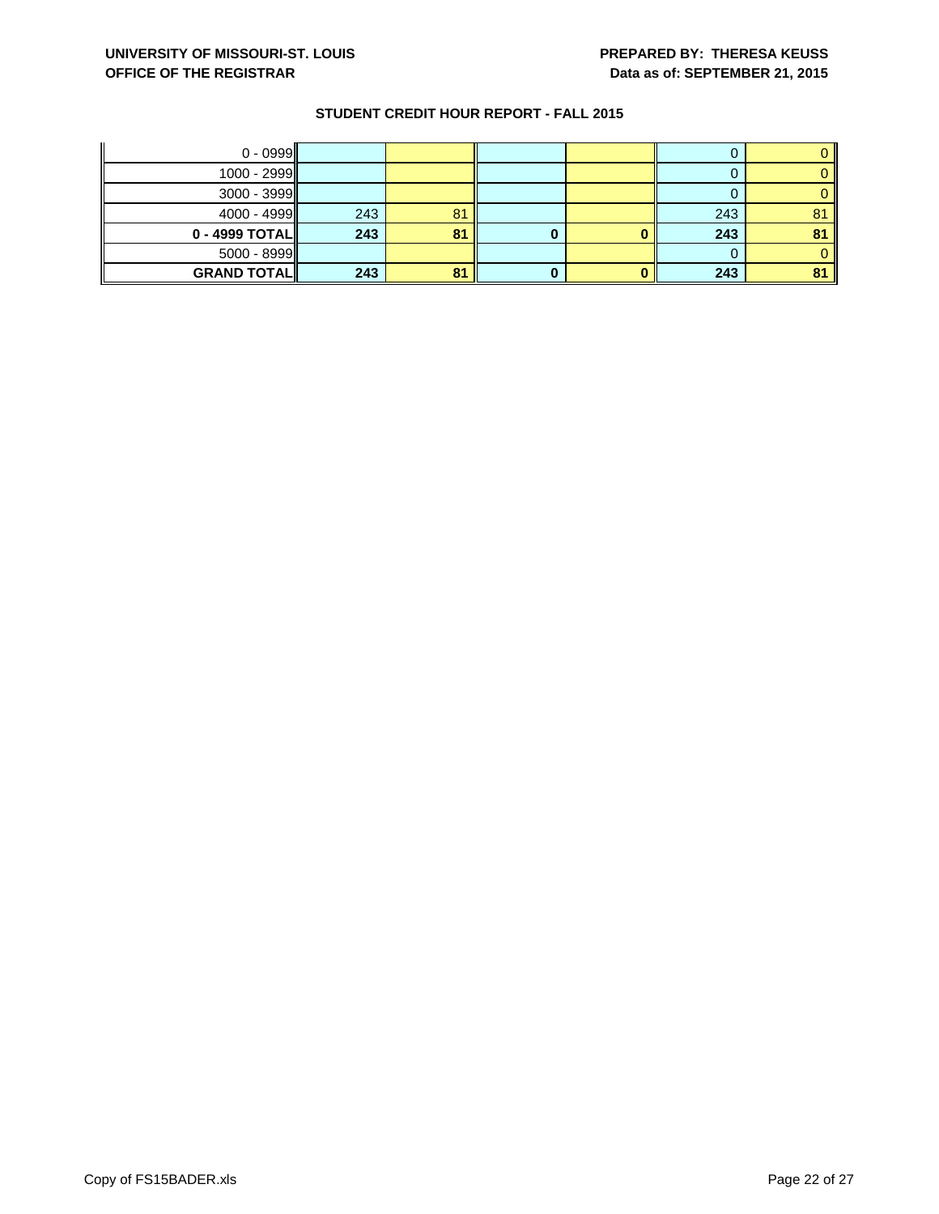UNIVERSITY OF MISSOURI-ST. LOUIS
OFFICE OF THE REGISTRAR

PREPARED BY: THERESA KEUSS
Data as of: SEPTEMBER 21, 2015

## STUDENT CREDIT HOUR REPORT - FALL 2015

| | | | | | | |
|---|---|---|---|---|---|---|
| 0 - 0999 | | | | | 0 | 0 |
| 1000 - 2999 | | | | | 0 | 0 |
| 3000 - 3999 | | | | | 0 | 0 |
| 4000 - 4999 | 243 | 81 | | | 243 | 81 |
| **0 - 4999 TOTAL** | **243** | **81** | **0** | **0** | **243** | **81** |
| 5000 - 8999 | | | | | 0 | 0 |
| **GRAND TOTAL** | **243** | **81** | **0** | **0** | **243** | **81** |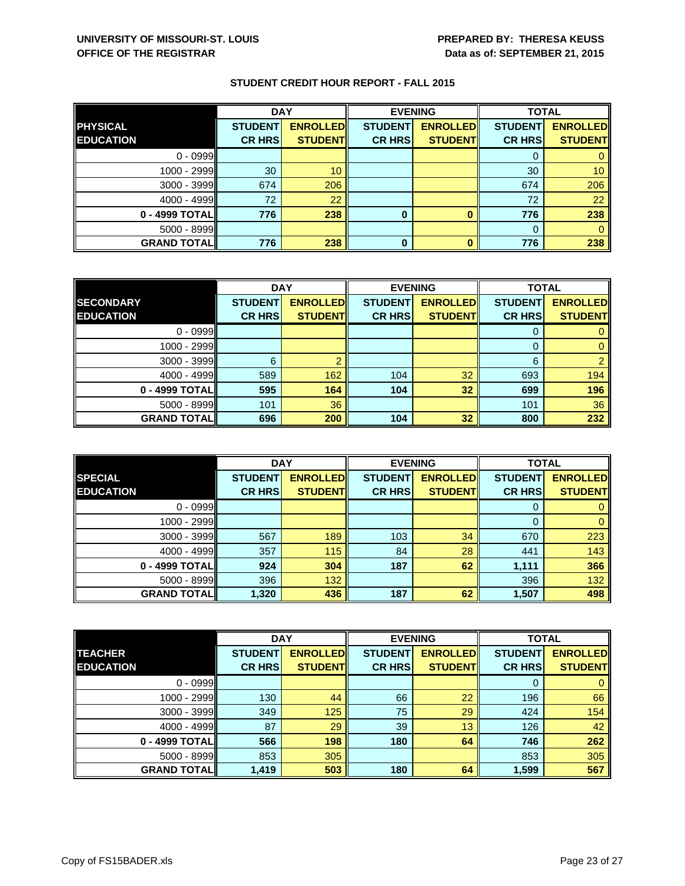UNIVERSITY OF MISSOURI-ST. LOUIS
OFFICE OF THE REGISTRAR

PREPARED BY: THERESA KEUSS
Data as of: SEPTEMBER 21, 2015

## STUDENT CREDIT HOUR REPORT - FALL 2015

| PHYSICAL EDUCATION | DAY | | EVENING | | TOTAL | |
|---|---|---|---|---|---|---|
| | STUDENT CR HRS | ENROLLED STUDENT | STUDENT CR HRS | ENROLLED STUDENT | STUDENT CR HRS | ENROLLED STUDENT |
| 0 - 0999 | | | | | 0 | 0 |
| 1000 - 2999 | 30 | 10 | | | 30 | 10 |
| 3000 - 3999 | 674 | 206 | | | 674 | 206 |
| 4000 - 4999 | 72 | 22 | | | 72 | 22 |
| **0 - 4999 TOTAL** | **776** | **238** | **0** | **0** | **776** | **238** |
| 5000 - 8999 | | | | | 0 | 0 |
| **GRAND TOTAL** | **776** | **238** | **0** | **0** | **776** | **238** |

| SECONDARY EDUCATION | DAY | | EVENING | | TOTAL | |
|---|---|---|---|---|---|---|
| | STUDENT CR HRS | ENROLLED STUDENT | STUDENT CR HRS | ENROLLED STUDENT | STUDENT CR HRS | ENROLLED STUDENT |
| 0 - 0999 | | | | | 0 | 0 |
| 1000 - 2999 | | | | | 0 | 0 |
| 3000 - 3999 | 6 | 2 | | | 6 | 2 |
| 4000 - 4999 | 589 | 162 | 104 | 32 | 693 | 194 |
| **0 - 4999 TOTAL** | **595** | **164** | **104** | **32** | **699** | **196** |
| 5000 - 8999 | 101 | 36 | | | 101 | 36 |
| **GRAND TOTAL** | **696** | **200** | **104** | **32** | **800** | **232** |

| SPECIAL EDUCATION | DAY | | EVENING | | TOTAL | |
|---|---|---|---|---|---|---|
| | STUDENT CR HRS | ENROLLED STUDENT | STUDENT CR HRS | ENROLLED STUDENT | STUDENT CR HRS | ENROLLED STUDENT |
| 0 - 0999 | | | | | 0 | 0 |
| 1000 - 2999 | | | | | 0 | 0 |
| 3000 - 3999 | 567 | 189 | 103 | 34 | 670 | 223 |
| 4000 - 4999 | 357 | 115 | 84 | 28 | 441 | 143 |
| **0 - 4999 TOTAL** | **924** | **304** | **187** | **62** | **1,111** | **366** |
| 5000 - 8999 | 396 | 132 | | | 396 | 132 |
| **GRAND TOTAL** | **1,320** | **436** | **187** | **62** | **1,507** | **498** |

| TEACHER EDUCATION | DAY | | EVENING | | TOTAL | |
|---|---|---|---|---|---|---|
| | STUDENT CR HRS | ENROLLED STUDENT | STUDENT CR HRS | ENROLLED STUDENT | STUDENT CR HRS | ENROLLED STUDENT |
| 0 - 0999 | | | | | 0 | 0 |
| 1000 - 2999 | 130 | 44 | 66 | 22 | 196 | 66 |
| 3000 - 3999 | 349 | 125 | 75 | 29 | 424 | 154 |
| 4000 - 4999 | 87 | 29 | 39 | 13 | 126 | 42 |
| **0 - 4999 TOTAL** | **566** | **198** | **180** | **64** | **746** | **262** |
| 5000 - 8999 | 853 | 305 | | | 853 | 305 |
| **GRAND TOTAL** | **1,419** | **503** | **180** | **64** | **1,599** | **567** |

Copy of FS15BADER.xls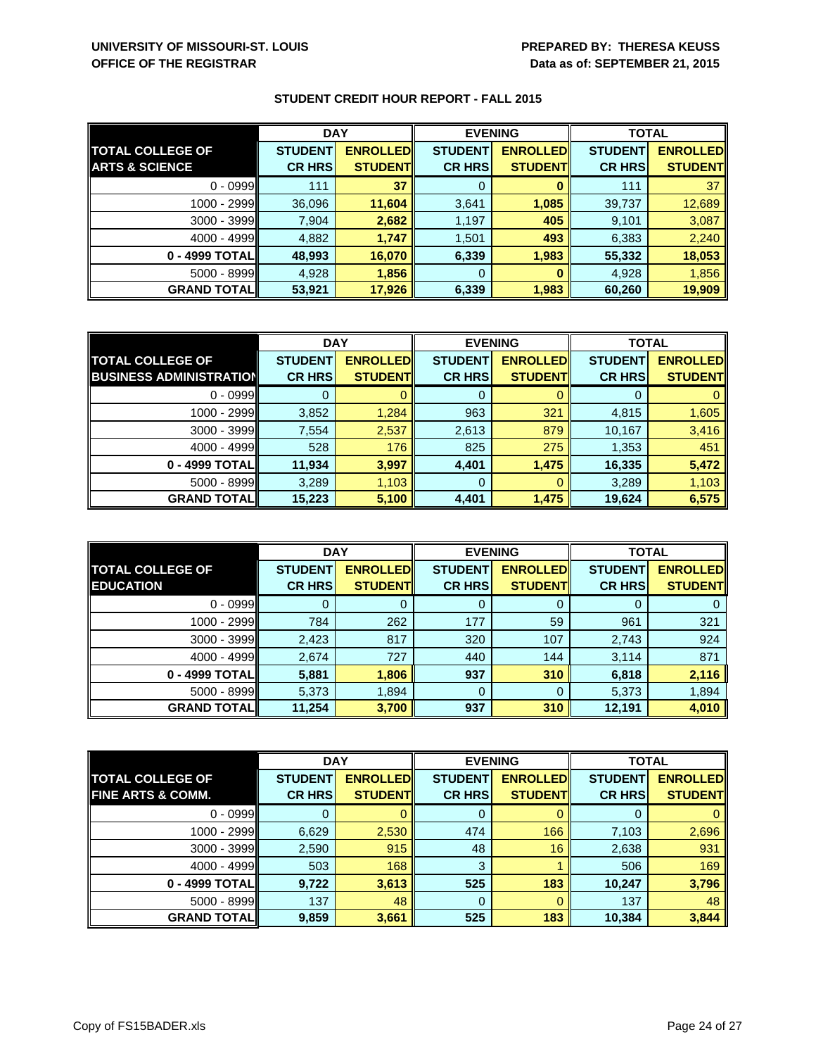**UNIVERSITY OF MISSOURI-ST. LOUIS**
**OFFICE OF THE REGISTRAR**

**PREPARED BY: THERESA KEUSS**
**Data as of: SEPTEMBER 21, 2015**

## STUDENT CREDIT HOUR REPORT - FALL 2015

| | DAY | | EVENING | | TOTAL | |
|---|---|---|---|---|---|---|
| **TOTAL COLLEGE OF ARTS & SCIENCE** | **STUDENT CR HRS** | **ENROLLED STUDENT** | **STUDENT CR HRS** | **ENROLLED STUDENT** | **STUDENT CR HRS** | **ENROLLED STUDENT** |
| 0 - 0999 | 111 | **37** | 0 | **0** | 111 | 37 |
| 1000 - 2999 | 36,096 | **11,604** | 3,641 | **1,085** | 39,737 | 12,689 |
| 3000 - 3999 | 7,904 | **2,682** | 1,197 | **405** | 9,101 | 3,087 |
| 4000 - 4999 | 4,882 | **1,747** | 1,501 | **493** | 6,383 | 2,240 |
| **0 - 4999 TOTAL** | **48,993** | **16,070** | **6,339** | **1,983** | **55,332** | **18,053** |
| 5000 - 8999 | 4,928 | **1,856** | 0 | **0** | 4,928 | 1,856 |
| **GRAND TOTAL** | **53,921** | **17,926** | **6,339** | **1,983** | **60,260** | **19,909** |

| | DAY | | EVENING | | TOTAL | |
|---|---|---|---|---|---|---|
| **TOTAL COLLEGE OF BUSINESS ADMINISTRATION** | **STUDENT CR HRS** | **ENROLLED STUDENT** | **STUDENT CR HRS** | **ENROLLED STUDENT** | **STUDENT CR HRS** | **ENROLLED STUDENT** |
| 0 - 0999 | 0 | 0 | 0 | 0 | 0 | 0 |
| 1000 - 2999 | 3,852 | 1,284 | 963 | 321 | 4,815 | 1,605 |
| 3000 - 3999 | 7,554 | 2,537 | 2,613 | 879 | 10,167 | 3,416 |
| 4000 - 4999 | 528 | 176 | 825 | 275 | 1,353 | 451 |
| **0 - 4999 TOTAL** | **11,934** | **3,997** | **4,401** | **1,475** | **16,335** | **5,472** |
| 5000 - 8999 | 3,289 | 1,103 | 0 | 0 | 3,289 | 1,103 |
| **GRAND TOTAL** | **15,223** | **5,100** | **4,401** | **1,475** | **19,624** | **6,575** |

| | DAY | | EVENING | | TOTAL | |
|---|---|---|---|---|---|---|
| **TOTAL COLLEGE OF EDUCATION** | **STUDENT CR HRS** | **ENROLLED STUDENT** | **STUDENT CR HRS** | **ENROLLED STUDENT** | **STUDENT CR HRS** | **ENROLLED STUDENT** |
| 0 - 0999 | 0 | 0 | 0 | 0 | 0 | 0 |
| 1000 - 2999 | 784 | 262 | 177 | 59 | 961 | 321 |
| 3000 - 3999 | 2,423 | 817 | 320 | 107 | 2,743 | 924 |
| 4000 - 4999 | 2,674 | 727 | 440 | 144 | 3,114 | 871 |
| **0 - 4999 TOTAL** | **5,881** | **1,806** | **937** | **310** | **6,818** | **2,116** |
| 5000 - 8999 | 5,373 | 1,894 | 0 | 0 | 5,373 | 1,894 |
| **GRAND TOTAL** | **11,254** | **3,700** | **937** | **310** | **12,191** | **4,010** |

| | DAY | | EVENING | | TOTAL | |
|---|---|---|---|---|---|---|
| **TOTAL COLLEGE OF FINE ARTS & COMM.** | **STUDENT CR HRS** | **ENROLLED STUDENT** | **STUDENT CR HRS** | **ENROLLED STUDENT** | **STUDENT CR HRS** | **ENROLLED STUDENT** |
| 0 - 0999 | 0 | 0 | 0 | 0 | 0 | 0 |
| 1000 - 2999 | 6,629 | 2,530 | 474 | 166 | 7,103 | 2,696 |
| 3000 - 3999 | 2,590 | 915 | 48 | 16 | 2,638 | 931 |
| 4000 - 4999 | 503 | 168 | 3 | 1 | 506 | 169 |
| **0 - 4999 TOTAL** | **9,722** | **3,613** | **525** | **183** | **10,247** | **3,796** |
| 5000 - 8999 | 137 | 48 | 0 | 0 | 137 | 48 |
| **GRAND TOTAL** | **9,859** | **3,661** | **525** | **183** | **10,384** | **3,844** |

Copy of FS15BADER.xls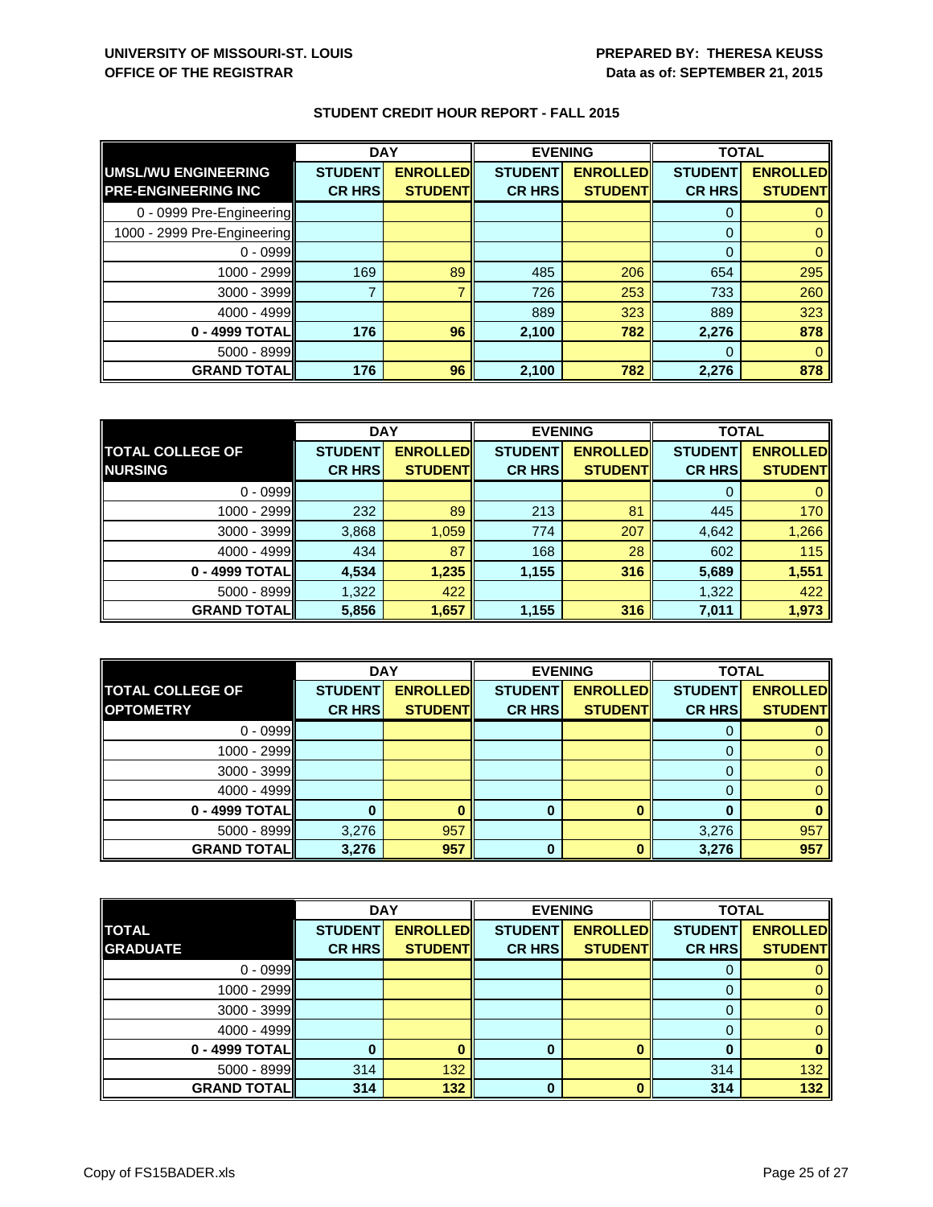**UNIVERSITY OF MISSOURI-ST. LOUIS**
**OFFICE OF THE REGISTRAR**

**PREPARED BY: THERESA KEUSS**
**Data as of: SEPTEMBER 21, 2015**

## STUDENT CREDIT HOUR REPORT - FALL 2015

| | DAY | | EVENING | | TOTAL | |
|---|---|---|---|---|---|---|
| **UMSL/WU ENGINEERING PRE-ENGINEERING INC** | **STUDENT CR HRS** | **ENROLLED STUDENT** | **STUDENT CR HRS** | **ENROLLED STUDENT** | **STUDENT CR HRS** | **ENROLLED STUDENT** |
| 0 - 0999 Pre-Engineering | | | | | 0 | 0 |
| 1000 - 2999 Pre-Engineering | | | | | 0 | 0 |
| 0 - 0999 | | | | | 0 | 0 |
| 1000 - 2999 | 169 | 89 | 485 | 206 | 654 | 295 |
| 3000 - 3999 | 7 | 7 | 726 | 253 | 733 | 260 |
| 4000 - 4999 | | | 889 | 323 | 889 | 323 |
| **0 - 4999 TOTAL** | **176** | **96** | **2,100** | **782** | **2,276** | **878** |
| 5000 - 8999 | | | | | 0 | 0 |
| **GRAND TOTAL** | **176** | **96** | **2,100** | **782** | **2,276** | **878** |

| | DAY | | EVENING | | TOTAL | |
|---|---|---|---|---|---|---|
| **TOTAL COLLEGE OF NURSING** | **STUDENT CR HRS** | **ENROLLED STUDENT** | **STUDENT CR HRS** | **ENROLLED STUDENT** | **STUDENT CR HRS** | **ENROLLED STUDENT** |
| 0 - 0999 | | | | | 0 | 0 |
| 1000 - 2999 | 232 | 89 | 213 | 81 | 445 | 170 |
| 3000 - 3999 | 3,868 | 1,059 | 774 | 207 | 4,642 | 1,266 |
| 4000 - 4999 | 434 | 87 | 168 | 28 | 602 | 115 |
| **0 - 4999 TOTAL** | **4,534** | **1,235** | **1,155** | **316** | **5,689** | **1,551** |
| 5000 - 8999 | 1,322 | 422 | | | 1,322 | 422 |
| **GRAND TOTAL** | **5,856** | **1,657** | **1,155** | **316** | **7,011** | **1,973** |

| | DAY | | EVENING | | TOTAL | |
|---|---|---|---|---|---|---|
| **TOTAL COLLEGE OF OPTOMETRY** | **STUDENT CR HRS** | **ENROLLED STUDENT** | **STUDENT CR HRS** | **ENROLLED STUDENT** | **STUDENT CR HRS** | **ENROLLED STUDENT** |
| 0 - 0999 | | | | | 0 | 0 |
| 1000 - 2999 | | | | | 0 | 0 |
| 3000 - 3999 | | | | | 0 | 0 |
| 4000 - 4999 | | | | | 0 | 0 |
| **0 - 4999 TOTAL** | **0** | **0** | **0** | **0** | **0** | **0** |
| 5000 - 8999 | 3,276 | 957 | | | 3,276 | 957 |
| **GRAND TOTAL** | **3,276** | **957** | **0** | **0** | **3,276** | **957** |

| | DAY | | EVENING | | TOTAL | |
|---|---|---|---|---|---|---|
| **TOTAL GRADUATE** | **STUDENT CR HRS** | **ENROLLED STUDENT** | **STUDENT CR HRS** | **ENROLLED STUDENT** | **STUDENT CR HRS** | **ENROLLED STUDENT** |
| 0 - 0999 | | | | | 0 | 0 |
| 1000 - 2999 | | | | | 0 | 0 |
| 3000 - 3999 | | | | | 0 | 0 |
| 4000 - 4999 | | | | | 0 | 0 |
| **0 - 4999 TOTAL** | **0** | **0** | **0** | **0** | **0** | **0** |
| 5000 - 8999 | 314 | 132 | | | 314 | 132 |
| **GRAND TOTAL** | **314** | **132** | **0** | **0** | **314** | **132** |

Copy of FS15BADER.xls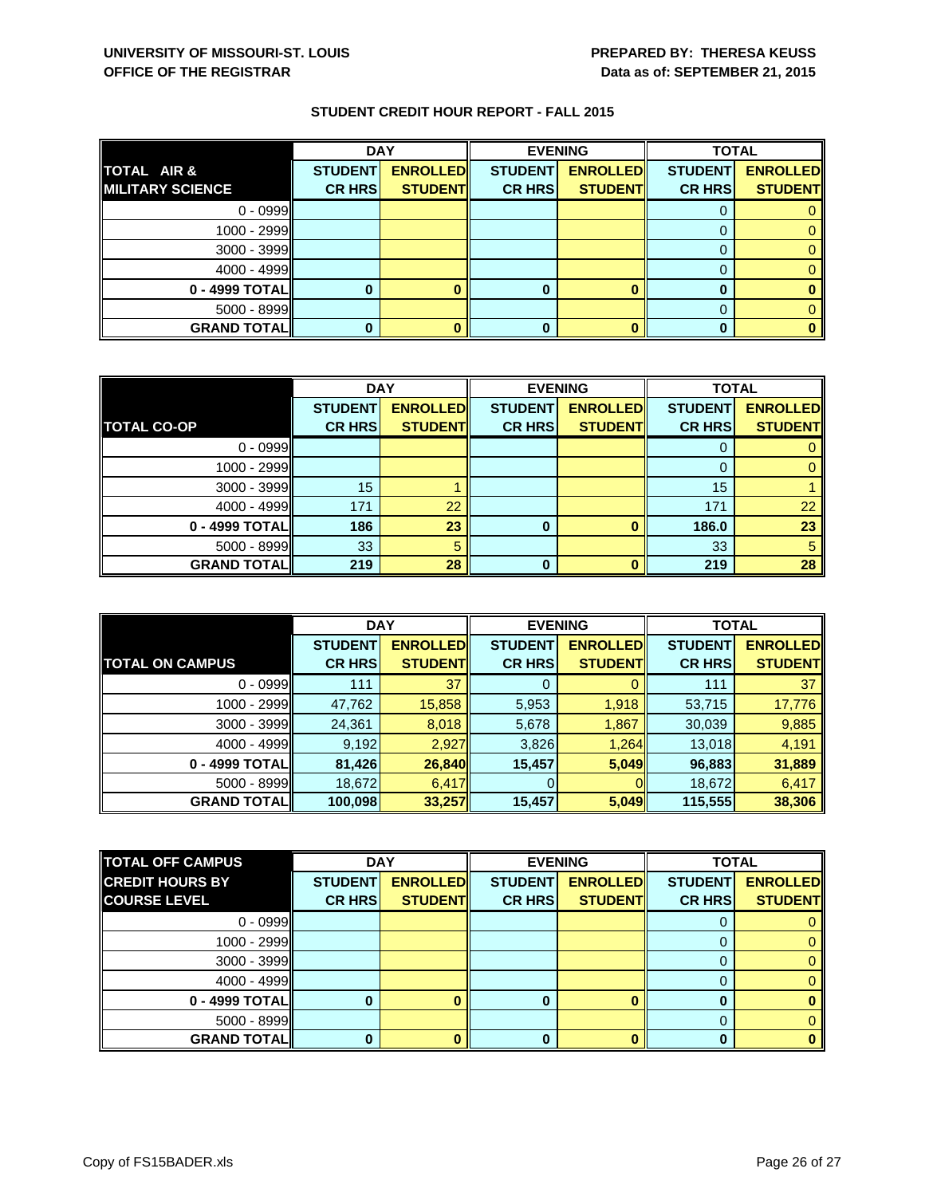**UNIVERSITY OF MISSOURI-ST. LOUIS**
**OFFICE OF THE REGISTRAR**

**PREPARED BY: THERESA KEUSS**
**Data as of: SEPTEMBER 21, 2015**

## STUDENT CREDIT HOUR REPORT - FALL 2015

| | DAY | | EVENING | | TOTAL | |
|---|---|---|---|---|---|---|
| **TOTAL AIR & MILITARY SCIENCE** | **STUDENT CR HRS** | **ENROLLED STUDENT** | **STUDENT CR HRS** | **ENROLLED STUDENT** | **STUDENT CR HRS** | **ENROLLED STUDENT** |
| 0 - 0999 | | | | | 0 | 0 |
| 1000 - 2999 | | | | | 0 | 0 |
| 3000 - 3999 | | | | | 0 | 0 |
| 4000 - 4999 | | | | | 0 | 0 |
| **0 - 4999 TOTAL** | **0** | **0** | **0** | **0** | **0** | **0** |
| 5000 - 8999 | | | | | 0 | 0 |
| **GRAND TOTAL** | **0** | **0** | **0** | **0** | **0** | **0** |

| | DAY | | EVENING | | TOTAL | |
|---|---|---|---|---|---|---|
| **TOTAL CO-OP** | **STUDENT CR HRS** | **ENROLLED STUDENT** | **STUDENT CR HRS** | **ENROLLED STUDENT** | **STUDENT CR HRS** | **ENROLLED STUDENT** |
| 0 - 0999 | | | | | 0 | 0 |
| 1000 - 2999 | | | | | 0 | 0 |
| 3000 - 3999 | 15 | 1 | | | 15 | 1 |
| 4000 - 4999 | 171 | 22 | | | 171 | 22 |
| **0 - 4999 TOTAL** | **186** | **23** | **0** | **0** | **186.0** | **23** |
| 5000 - 8999 | 33 | 5 | | | 33 | 5 |
| **GRAND TOTAL** | **219** | **28** | **0** | **0** | **219** | **28** |

| | DAY | | EVENING | | TOTAL | |
|---|---|---|---|---|---|---|
| **TOTAL ON CAMPUS** | **STUDENT CR HRS** | **ENROLLED STUDENT** | **STUDENT CR HRS** | **ENROLLED STUDENT** | **STUDENT CR HRS** | **ENROLLED STUDENT** |
| 0 - 0999 | 111 | 37 | 0 | 0 | 111 | 37 |
| 1000 - 2999 | 47,762 | 15,858 | 5,953 | 1,918 | 53,715 | 17,776 |
| 3000 - 3999 | 24,361 | 8,018 | 5,678 | 1,867 | 30,039 | 9,885 |
| 4000 - 4999 | 9,192 | 2,927 | 3,826 | 1,264 | 13,018 | 4,191 |
| **0 - 4999 TOTAL** | **81,426** | **26,840** | **15,457** | **5,049** | **96,883** | **31,889** |
| 5000 - 8999 | 18,672 | 6,417 | 0 | 0 | 18,672 | 6,417 |
| **GRAND TOTAL** | **100,098** | **33,257** | **15,457** | **5,049** | **115,555** | **38,306** |

| **TOTAL OFF CAMPUS** | DAY | | EVENING | | TOTAL | |
|---|---|---|---|---|---|---|
| **CREDIT HOURS BY COURSE LEVEL** | **STUDENT CR HRS** | **ENROLLED STUDENT** | **STUDENT CR HRS** | **ENROLLED STUDENT** | **STUDENT CR HRS** | **ENROLLED STUDENT** |
| 0 - 0999 | | | | | 0 | 0 |
| 1000 - 2999 | | | | | 0 | 0 |
| 3000 - 3999 | | | | | 0 | 0 |
| 4000 - 4999 | | | | | 0 | 0 |
| **0 - 4999 TOTAL** | **0** | **0** | **0** | **0** | **0** | **0** |
| 5000 - 8999 | | | | | 0 | 0 |
| **GRAND TOTAL** | **0** | **0** | **0** | **0** | **0** | **0** |

Copy of FS15BADER.xls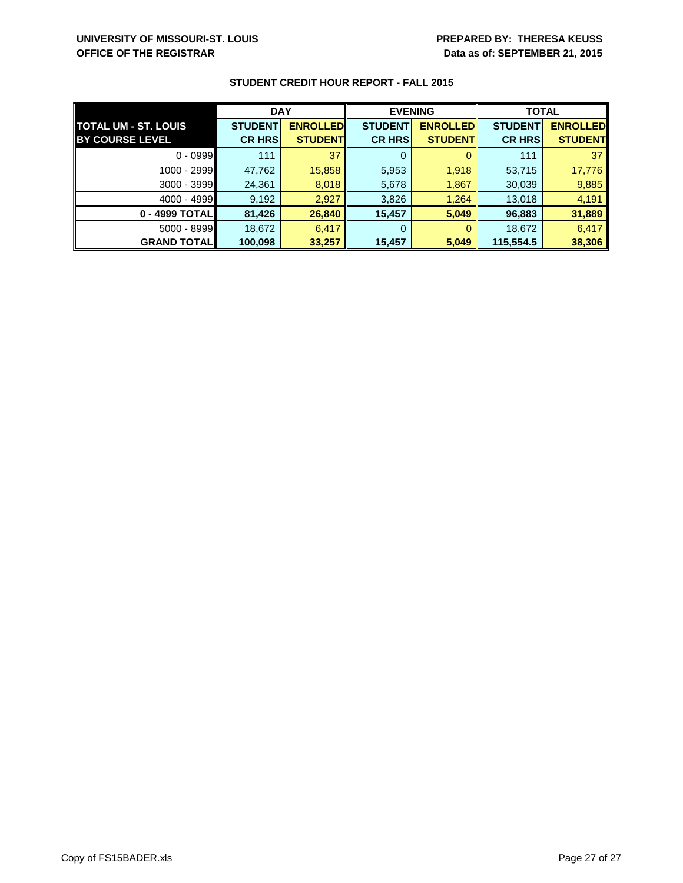UNIVERSITY OF MISSOURI-ST. LOUIS
OFFICE OF THE REGISTRAR

PREPARED BY: THERESA KEUSS
Data as of: SEPTEMBER 21, 2015

## STUDENT CREDIT HOUR REPORT - FALL 2015

| | DAY | | EVENING | | TOTAL | |
|---|---|---|---|---|---|---|
| **TOTAL UM - ST. LOUIS BY COURSE LEVEL** | **STUDENT CR HRS** | **ENROLLED STUDENT** | **STUDENT CR HRS** | **ENROLLED STUDENT** | **STUDENT CR HRS** | **ENROLLED STUDENT** |
| 0 - 0999 | 111 | 37 | 0 | 0 | 111 | 37 |
| 1000 - 2999 | 47,762 | 15,858 | 5,953 | 1,918 | 53,715 | 17,776 |
| 3000 - 3999 | 24,361 | 8,018 | 5,678 | 1,867 | 30,039 | 9,885 |
| 4000 - 4999 | 9,192 | 2,927 | 3,826 | 1,264 | 13,018 | 4,191 |
| **0 - 4999 TOTAL** | **81,426** | **26,840** | **15,457** | **5,049** | **96,883** | **31,889** |
| 5000 - 8999 | 18,672 | 6,417 | 0 | 0 | 18,672 | 6,417 |
| **GRAND TOTAL** | **100,098** | **33,257** | **15,457** | **5,049** | **115,554.5** | **38,306** |

Copy of FS15BADER.xls